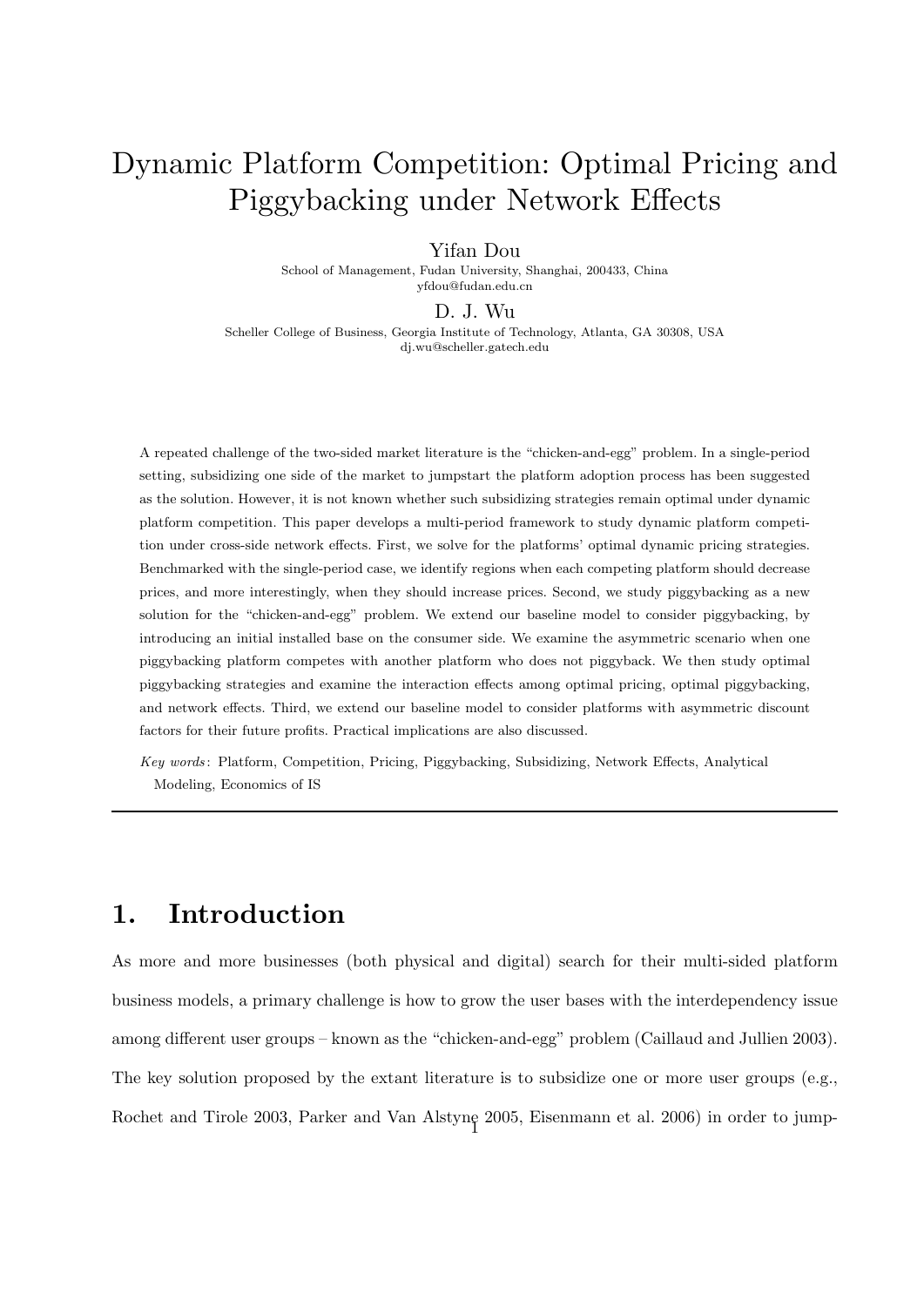# Dynamic Platform Competition: Optimal Pricing and Piggybacking under Network Effects

Yifan Dou

School of Management, Fudan University, Shanghai, 200433, China
yfdou@fudan.edu.cn

D. J. Wu

Scheller College of Business, Georgia Institute of Technology, Atlanta, GA 30308, USA
dj.wu@scheller.gatech.edu

A repeated challenge of the two-sided market literature is the "chicken-and-egg" problem. In a single-period setting, subsidizing one side of the market to jumpstart the platform adoption process has been suggested as the solution. However, it is not known whether such subsidizing strategies remain optimal under dynamic platform competition. This paper develops a multi-period framework to study dynamic platform competition under cross-side network effects. First, we solve for the platforms' optimal dynamic pricing strategies. Benchmarked with the single-period case, we identify regions when each competing platform should decrease prices, and more interestingly, when they should increase prices. Second, we study piggybacking as a new solution for the "chicken-and-egg" problem. We extend our baseline model to consider piggybacking, by introducing an initial installed base on the consumer side. We examine the asymmetric scenario when one piggybacking platform competes with another platform who does not piggyback. We then study optimal piggybacking strategies and examine the interaction effects among optimal pricing, optimal piggybacking, and network effects. Third, we extend our baseline model to consider platforms with asymmetric discount factors for their future profits. Practical implications are also discussed.

*Key words*: Platform, Competition, Pricing, Piggybacking, Subsidizing, Network Effects, Analytical Modeling, Economics of IS

## 1. Introduction

As more and more businesses (both physical and digital) search for their multi-sided platform business models, a primary challenge is how to grow the user bases with the interdependency issue among different user groups – known as the "chicken-and-egg" problem (Caillaud and Jullien 2003). The key solution proposed by the extant literature is to subsidize one or more user groups (e.g., Rochet and Tirole 2003, Parker and Van Alstyne 2005, Eisenmann et al. 2006) in order to jump-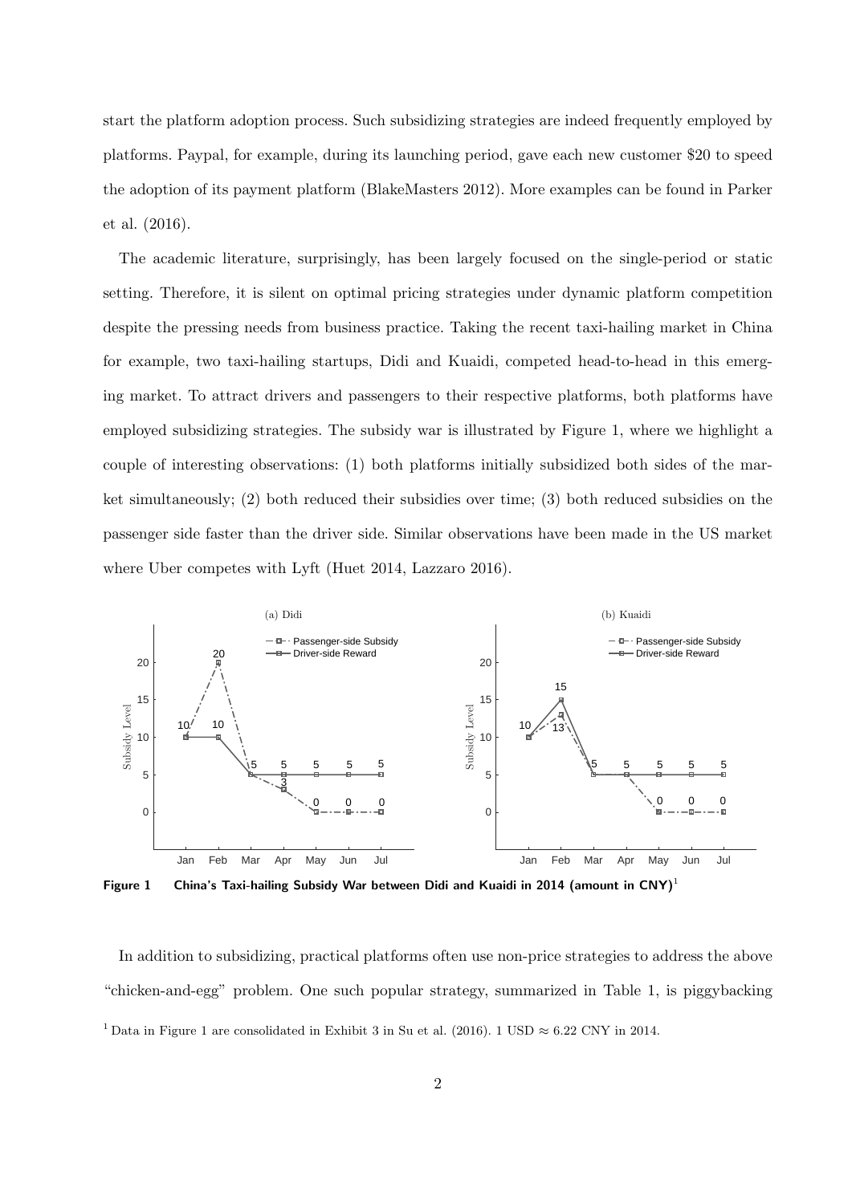start the platform adoption process. Such subsidizing strategies are indeed frequently employed by platforms. Paypal, for example, during its launching period, gave each new customer $20 to speed the adoption of its payment platform (BlakeMasters 2012). More examples can be found in Parker et al. (2016).

The academic literature, surprisingly, has been largely focused on the single-period or static setting. Therefore, it is silent on optimal pricing strategies under dynamic platform competition despite the pressing needs from business practice. Taking the recent taxi-hailing market in China for example, two taxi-hailing startups, Didi and Kuaidi, competed head-to-head in this emerging market. To attract drivers and passengers to their respective platforms, both platforms have employed subsidizing strategies. The subsidy war is illustrated by Figure 1, where we highlight a couple of interesting observations: (1) both platforms initially subsidized both sides of the market simultaneously; (2) both reduced their subsidies over time; (3) both reduced subsidies on the passenger side faster than the driver side. Similar observations have been made in the US market where Uber competes with Lyft (Huet 2014, Lazzaro 2016).

**Figure 1 China's Taxi-hailing Subsidy War between Didi and Kuaidi in 2014 (amount in CNY)**[1]

In addition to subsidizing, practical platforms often use non-price strategies to address the above "chicken-and-egg" problem. One such popular strategy, summarized in Table 1, is piggybacking

[1] Data in Figure 1 are consolidated in Exhibit 3 in Su et al. (2016). 1 USD ≈ 6.22 CNY in 2014.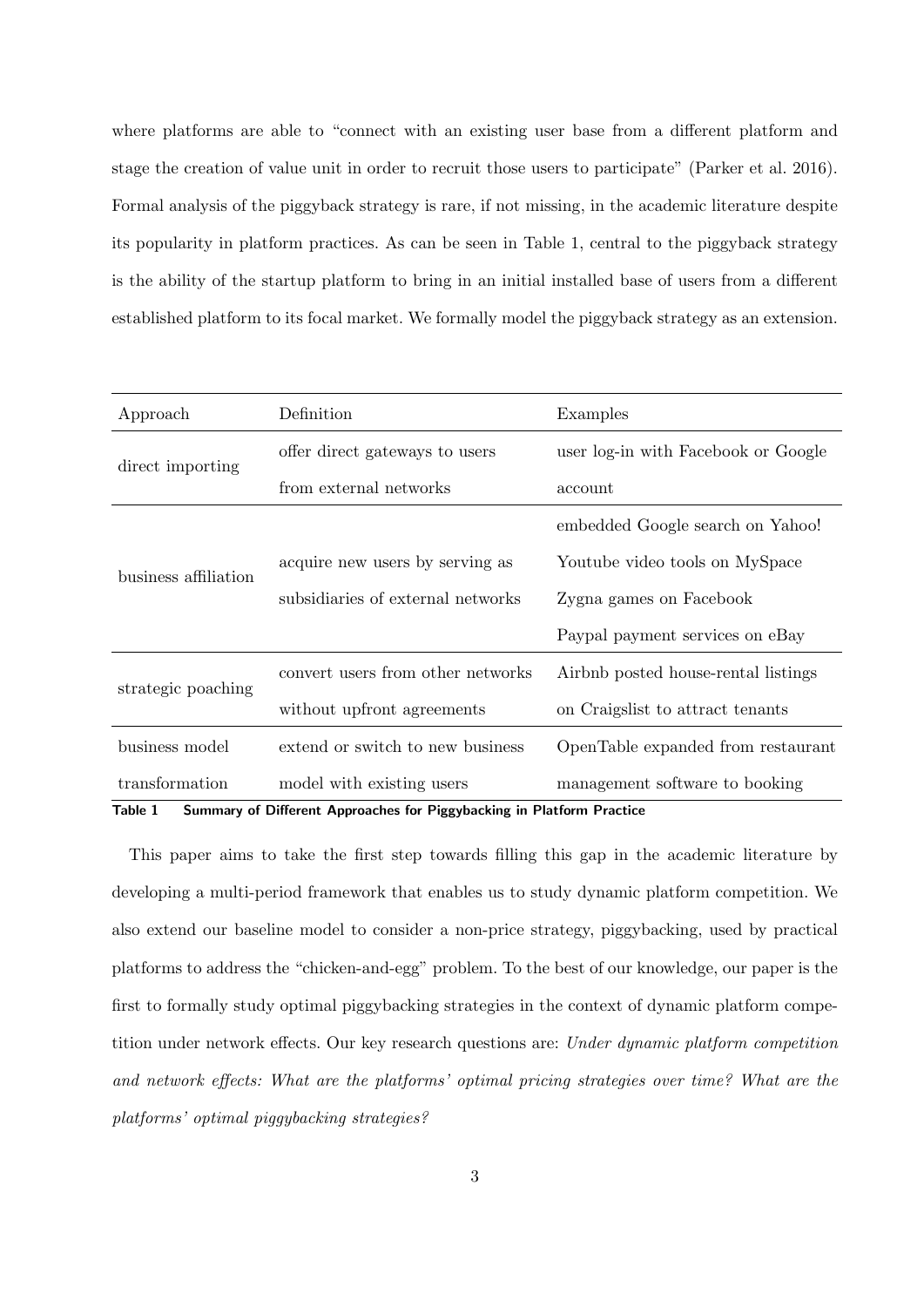where platforms are able to "connect with an existing user base from a different platform and stage the creation of value unit in order to recruit those users to participate" (Parker et al. 2016). Formal analysis of the piggyback strategy is rare, if not missing, in the academic literature despite its popularity in platform practices. As can be seen in Table 1, central to the piggyback strategy is the ability of the startup platform to bring in an initial installed base of users from a different established platform to its focal market. We formally model the piggyback strategy as an extension.

| Approach | Definition | Examples |
|---|---|---|
| direct importing | offer direct gateways to users from external networks | user log-in with Facebook or Google account |
| business affiliation | acquire new users by serving as subsidiaries of external networks | embedded Google search on Yahoo!<br>Youtube video tools on MySpace<br>Zygna games on Facebook<br>Paypal payment services on eBay |
| strategic poaching | convert users from other networks without upfront agreements | Airbnb posted house-rental listings on Craigslist to attract tenants |
| business model transformation | extend or switch to new business model with existing users | OpenTable expanded from restaurant management software to booking |

**Table 1 Summary of Different Approaches for Piggybacking in Platform Practice**

This paper aims to take the first step towards filling this gap in the academic literature by developing a multi-period framework that enables us to study dynamic platform competition. We also extend our baseline model to consider a non-price strategy, piggybacking, used by practical platforms to address the "chicken-and-egg" problem. To the best of our knowledge, our paper is the first to formally study optimal piggybacking strategies in the context of dynamic platform competition under network effects. Our key research questions are: *Under dynamic platform competition and network effects: What are the platforms' optimal pricing strategies over time? What are the platforms' optimal piggybacking strategies?*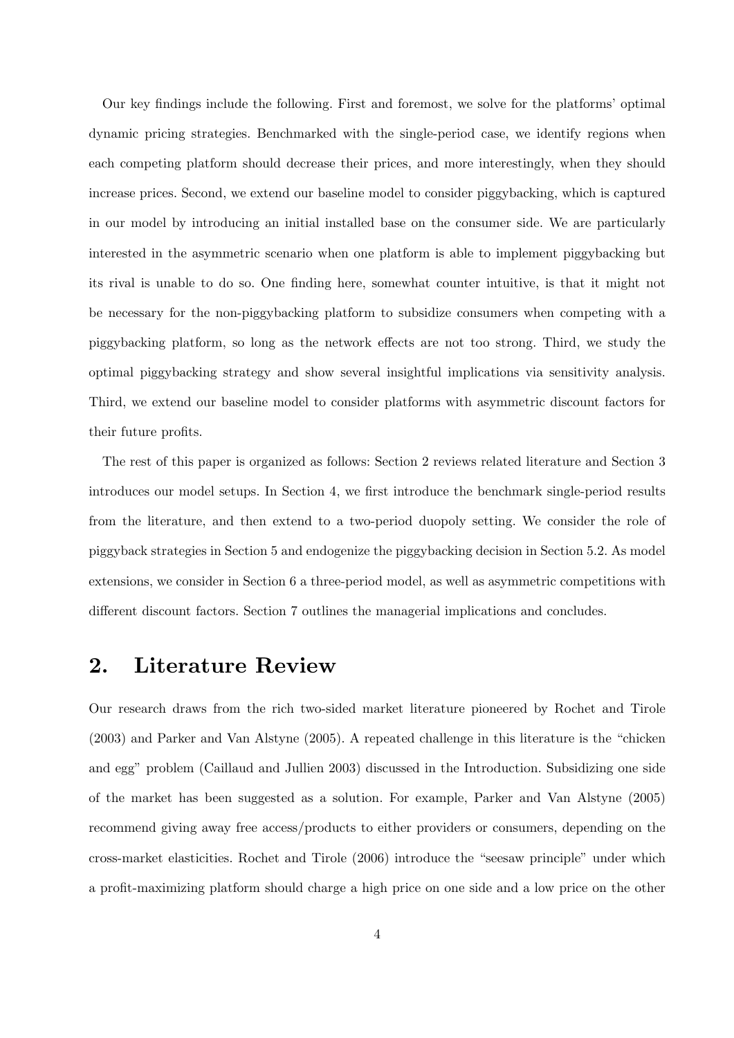Our key findings include the following. First and foremost, we solve for the platforms' optimal dynamic pricing strategies. Benchmarked with the single-period case, we identify regions when each competing platform should decrease their prices, and more interestingly, when they should increase prices. Second, we extend our baseline model to consider piggybacking, which is captured in our model by introducing an initial installed base on the consumer side. We are particularly interested in the asymmetric scenario when one platform is able to implement piggybacking but its rival is unable to do so. One finding here, somewhat counter intuitive, is that it might not be necessary for the non-piggybacking platform to subsidize consumers when competing with a piggybacking platform, so long as the network effects are not too strong. Third, we study the optimal piggybacking strategy and show several insightful implications via sensitivity analysis. Third, we extend our baseline model to consider platforms with asymmetric discount factors for their future profits.

The rest of this paper is organized as follows: Section 2 reviews related literature and Section 3 introduces our model setups. In Section 4, we first introduce the benchmark single-period results from the literature, and then extend to a two-period duopoly setting. We consider the role of piggyback strategies in Section 5 and endogenize the piggybacking decision in Section 5.2. As model extensions, we consider in Section 6 a three-period model, as well as asymmetric competitions with different discount factors. Section 7 outlines the managerial implications and concludes.

## 2. Literature Review

Our research draws from the rich two-sided market literature pioneered by Rochet and Tirole (2003) and Parker and Van Alstyne (2005). A repeated challenge in this literature is the "chicken and egg" problem (Caillaud and Jullien 2003) discussed in the Introduction. Subsidizing one side of the market has been suggested as a solution. For example, Parker and Van Alstyne (2005) recommend giving away free access/products to either providers or consumers, depending on the cross-market elasticities. Rochet and Tirole (2006) introduce the "seesaw principle" under which a profit-maximizing platform should charge a high price on one side and a low price on the other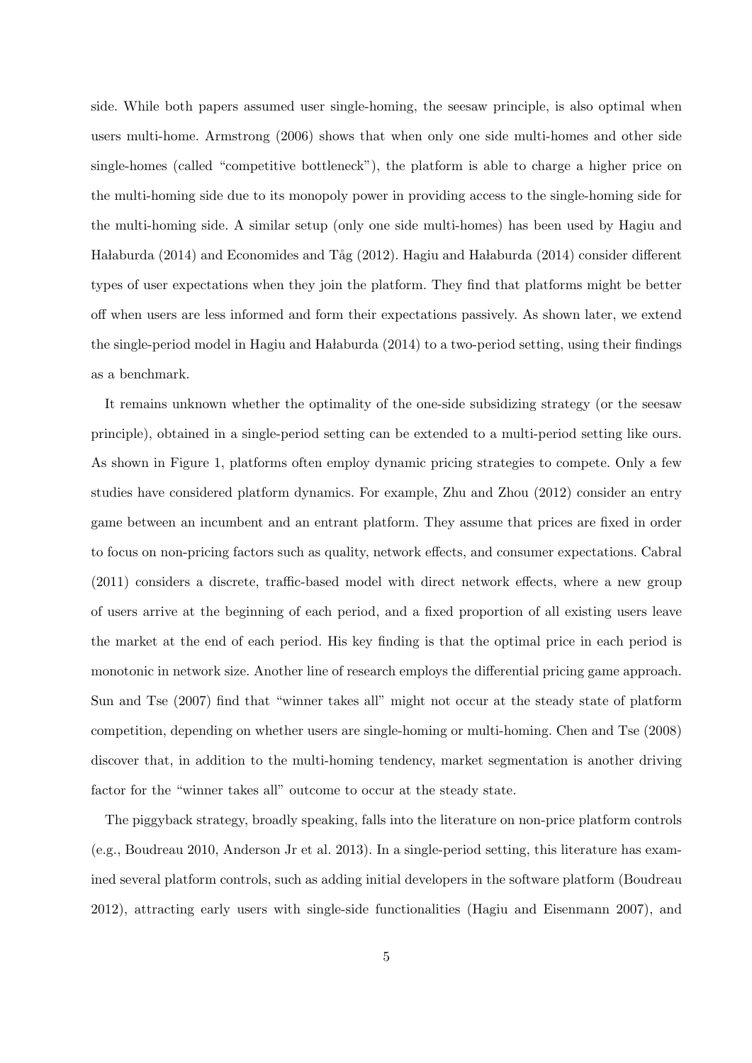side. While both papers assumed user single-homing, the seesaw principle, is also optimal when users multi-home. Armstrong (2006) shows that when only one side multi-homes and other side single-homes (called "competitive bottleneck"), the platform is able to charge a higher price on the multi-homing side due to its monopoly power in providing access to the single-homing side for the multi-homing side. A similar setup (only one side multi-homes) has been used by Hagiu and Hałaburda (2014) and Economides and Tåg (2012). Hagiu and Hałaburda (2014) consider different types of user expectations when they join the platform. They find that platforms might be better off when users are less informed and form their expectations passively. As shown later, we extend the single-period model in Hagiu and Hałaburda (2014) to a two-period setting, using their findings as a benchmark.

It remains unknown whether the optimality of the one-side subsidizing strategy (or the seesaw principle), obtained in a single-period setting can be extended to a multi-period setting like ours. As shown in Figure 1, platforms often employ dynamic pricing strategies to compete. Only a few studies have considered platform dynamics. For example, Zhu and Zhou (2012) consider an entry game between an incumbent and an entrant platform. They assume that prices are fixed in order to focus on non-pricing factors such as quality, network effects, and consumer expectations. Cabral (2011) considers a discrete, traffic-based model with direct network effects, where a new group of users arrive at the beginning of each period, and a fixed proportion of all existing users leave the market at the end of each period. His key finding is that the optimal price in each period is monotonic in network size. Another line of research employs the differential pricing game approach. Sun and Tse (2007) find that "winner takes all" might not occur at the steady state of platform competition, depending on whether users are single-homing or multi-homing. Chen and Tse (2008) discover that, in addition to the multi-homing tendency, market segmentation is another driving factor for the "winner takes all" outcome to occur at the steady state.

The piggyback strategy, broadly speaking, falls into the literature on non-price platform controls (e.g., Boudreau 2010, Anderson Jr et al. 2013). In a single-period setting, this literature has examined several platform controls, such as adding initial developers in the software platform (Boudreau 2012), attracting early users with single-side functionalities (Hagiu and Eisenmann 2007), and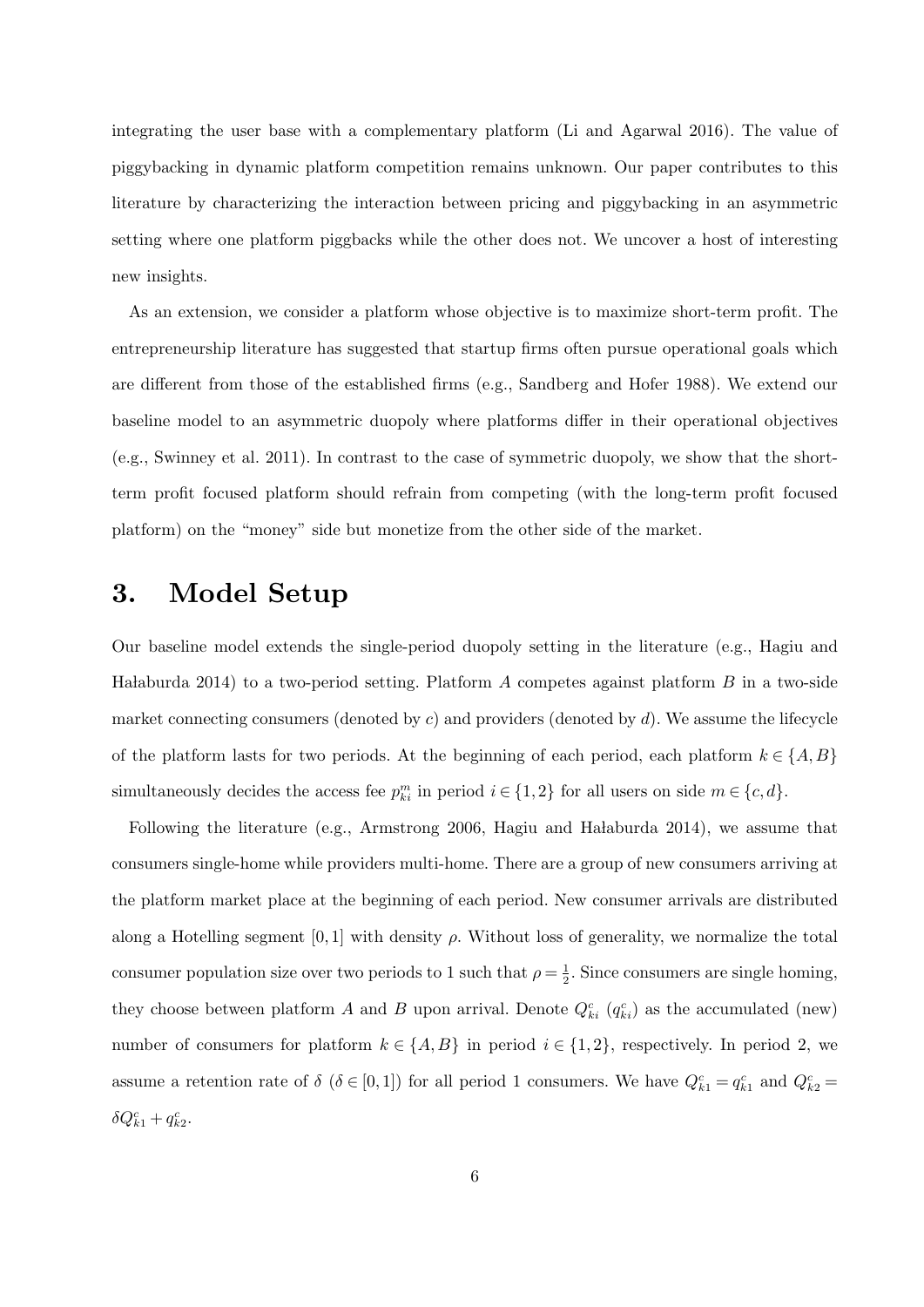integrating the user base with a complementary platform (Li and Agarwal 2016). The value of piggybacking in dynamic platform competition remains unknown. Our paper contributes to this literature by characterizing the interaction between pricing and piggybacking in an asymmetric setting where one platform piggbacks while the other does not. We uncover a host of interesting new insights.

As an extension, we consider a platform whose objective is to maximize short-term profit. The entrepreneurship literature has suggested that startup firms often pursue operational goals which are different from those of the established firms (e.g., Sandberg and Hofer 1988). We extend our baseline model to an asymmetric duopoly where platforms differ in their operational objectives (e.g., Swinney et al. 2011). In contrast to the case of symmetric duopoly, we show that the short-term profit focused platform should refrain from competing (with the long-term profit focused platform) on the "money" side but monetize from the other side of the market.

# 3. Model Setup

Our baseline model extends the single-period duopoly setting in the literature (e.g., Hagiu and Hałaburda 2014) to a two-period setting. Platform $A$ competes against platform $B$ in a two-side market connecting consumers (denoted by $c$) and providers (denoted by $d$). We assume the lifecycle of the platform lasts for two periods. At the beginning of each period, each platform $k \in \{A, B\}$ simultaneously decides the access fee $p_{ki}^m$ in period $i \in \{1, 2\}$ for all users on side $m \in \{c, d\}$.

Following the literature (e.g., Armstrong 2006, Hagiu and Hałaburda 2014), we assume that consumers single-home while providers multi-home. There are a group of new consumers arriving at the platform market place at the beginning of each period. New consumer arrivals are distributed along a Hotelling segment $[0, 1]$ with density $\rho$. Without loss of generality, we normalize the total consumer population size over two periods to 1 such that $\rho = \frac{1}{2}$. Since consumers are single homing, they choose between platform $A$ and $B$ upon arrival. Denote $Q_{ki}^c$ ($q_{ki}^c$) as the accumulated (new) number of consumers for platform $k \in \{A, B\}$ in period $i \in \{1, 2\}$, respectively. In period 2, we assume a retention rate of $\delta$ ($\delta \in [0, 1]$) for all period 1 consumers. We have $Q_{k1}^c = q_{k1}^c$ and $Q_{k2}^c = \delta Q_{k1}^c + q_{k2}^c$.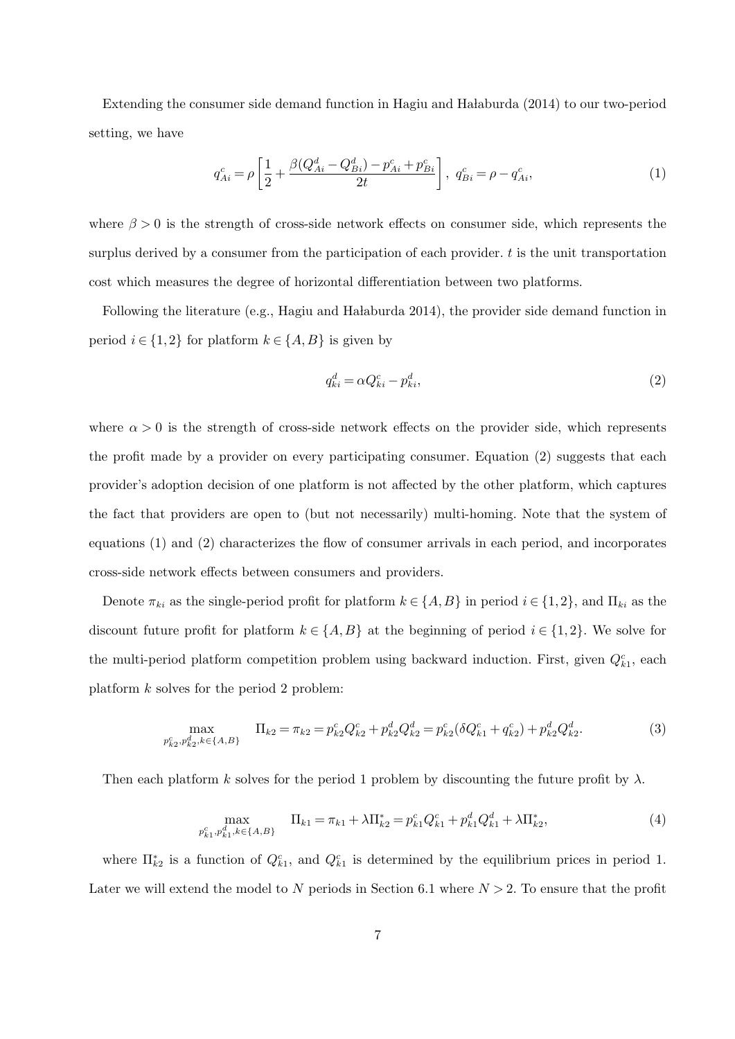Extending the consumer side demand function in Hagiu and Hałaburda (2014) to our two-period setting, we have

$$q^c_{Ai} = \rho\left[\frac{1}{2} + \frac{\beta(Q^d_{Ai} - Q^d_{Bi}) - p^c_{Ai} + p^c_{Bi}}{2t}\right],\ q^c_{Bi} = \rho - q^c_{Ai}, \tag{1}$$

where $\beta > 0$ is the strength of cross-side network effects on consumer side, which represents the surplus derived by a consumer from the participation of each provider. $t$ is the unit transportation cost which measures the degree of horizontal differentiation between two platforms.

Following the literature (e.g., Hagiu and Hałaburda 2014), the provider side demand function in period $i \in \{1, 2\}$ for platform $k \in \{A, B\}$ is given by

$$q^d_{ki} = \alpha Q^c_{ki} - p^d_{ki}, \tag{2}$$

where $\alpha > 0$ is the strength of cross-side network effects on the provider side, which represents the profit made by a provider on every participating consumer. Equation (2) suggests that each provider's adoption decision of one platform is not affected by the other platform, which captures the fact that providers are open to (but not necessarily) multi-homing. Note that the system of equations (1) and (2) characterizes the flow of consumer arrivals in each period, and incorporates cross-side network effects between consumers and providers.

Denote $\pi_{ki}$ as the single-period profit for platform $k \in \{A, B\}$ in period $i \in \{1, 2\}$, and $\Pi_{ki}$ as the discount future profit for platform $k \in \{A, B\}$ at the beginning of period $i \in \{1, 2\}$. We solve for the multi-period platform competition problem using backward induction. First, given $Q^c_{k1}$, each platform $k$ solves for the period 2 problem:

$$\max_{p^c_{k2}, p^d_{k2}, k \in \{A,B\}} \quad \Pi_{k2} = \pi_{k2} = p^c_{k2} Q^c_{k2} + p^d_{k2} Q^d_{k2} = p^c_{k2}(\delta Q^c_{k1} + q^c_{k2}) + p^d_{k2} Q^d_{k2}. \tag{3}$$

Then each platform $k$ solves for the period 1 problem by discounting the future profit by $\lambda$.

$$\max_{p^c_{k1}, p^d_{k1}, k \in \{A,B\}} \quad \Pi_{k1} = \pi_{k1} + \lambda \Pi^*_{k2} = p^c_{k1} Q^c_{k1} + p^d_{k1} Q^d_{k1} + \lambda \Pi^*_{k2}, \tag{4}$$

where $\Pi^*_{k2}$ is a function of $Q^c_{k1}$, and $Q^c_{k1}$ is determined by the equilibrium prices in period 1. Later we will extend the model to $N$ periods in Section 6.1 where $N > 2$. To ensure that the profit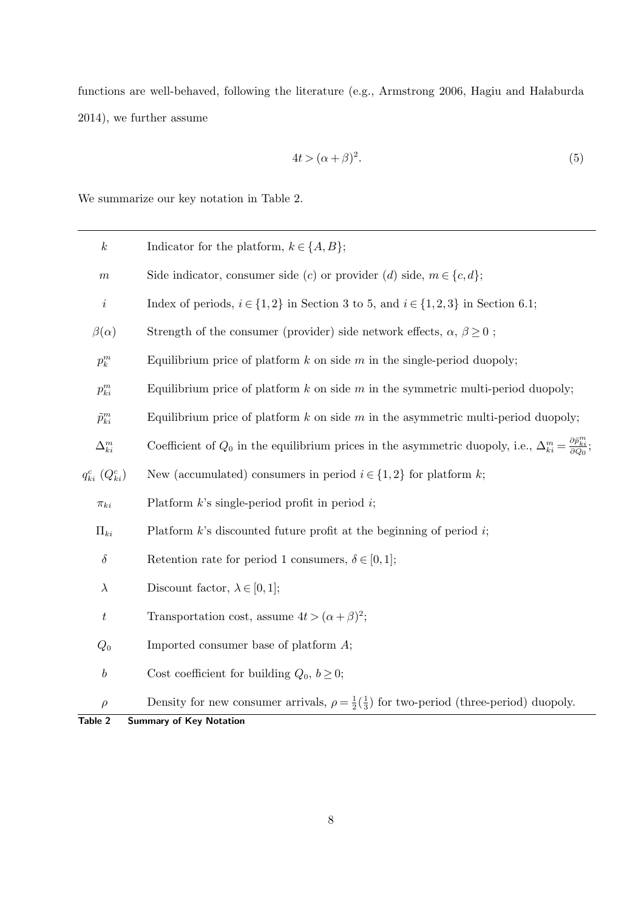functions are well-behaved, following the literature (e.g., Armstrong 2006, Hagiu and Hałaburda 2014), we further assume

$$4t > (\alpha+\beta)^2. \tag{5}$$

We summarize our key notation in Table 2.

| | |
|---|---|
| $k$ | Indicator for the platform, $k \in \{A, B\}$; |
| $m$ | Side indicator, consumer side ($c$) or provider ($d$) side, $m \in \{c, d\}$; |
| $i$ | Index of periods, $i \in \{1,2\}$ in Section 3 to 5, and $i \in \{1,2,3\}$ in Section 6.1; |
| $\beta(\alpha)$ | Strength of the consumer (provider) side network effects, $\alpha$, $\beta \geq 0$ ; |
| $p_k^m$ | Equilibrium price of platform $k$ on side $m$ in the single-period duopoly; |
| $p_{ki}^m$ | Equilibrium price of platform $k$ on side $m$ in the symmetric multi-period duopoly; |
| $\tilde{p}_{ki}^m$ | Equilibrium price of platform $k$ on side $m$ in the asymmetric multi-period duopoly; |
| $\Delta_{ki}^m$ | Coefficient of $Q_0$ in the equilibrium prices in the asymmetric duopoly, i.e., $\Delta_{ki}^m = \frac{\partial \tilde{p}_{ki}^m}{\partial Q_0}$; |
| $q_{ki}^c$ ($Q_{ki}^c$) | New (accumulated) consumers in period $i \in \{1,2\}$ for platform $k$; |
| $\pi_{ki}$ | Platform $k$'s single-period profit in period $i$; |
| $\Pi_{ki}$ | Platform $k$'s discounted future profit at the beginning of period $i$; |
| $\delta$ | Retention rate for period 1 consumers, $\delta \in [0,1]$; |
| $\lambda$ | Discount factor, $\lambda \in [0,1]$; |
| $t$ | Transportation cost, assume $4t > (\alpha+\beta)^2$; |
| $Q_0$ | Imported consumer base of platform $A$; |
| $b$ | Cost coefficient for building $Q_0$, $b \geq 0$; |
| $\rho$ | Density for new consumer arrivals, $\rho = \frac{1}{2}(\frac{1}{3})$ for two-period (three-period) duopoly. |

**Table 2 Summary of Key Notation**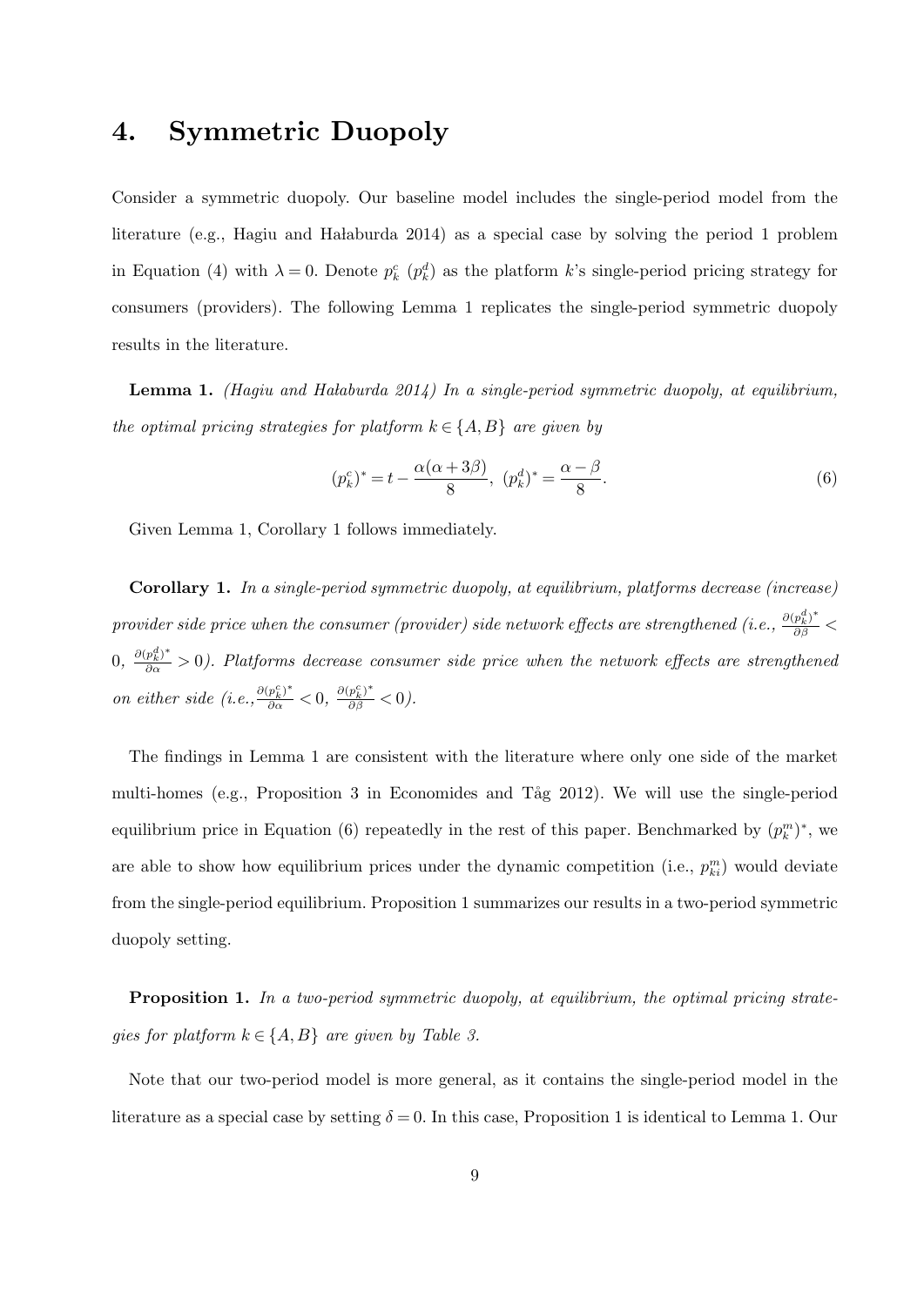# 4. Symmetric Duopoly

Consider a symmetric duopoly. Our baseline model includes the single-period model from the literature (e.g., Hagiu and Hałaburda 2014) as a special case by solving the period 1 problem in Equation (4) with $\lambda = 0$. Denote $p_k^c$ ($p_k^d$) as the platform $k$'s single-period pricing strategy for consumers (providers). The following Lemma 1 replicates the single-period symmetric duopoly results in the literature.

**Lemma 1.** *(Hagiu and Hałaburda 2014) In a single-period symmetric duopoly, at equilibrium, the optimal pricing strategies for platform $k \in \{A, B\}$ are given by*

$$(p_k^c)^* = t - \frac{\alpha(\alpha + 3\beta)}{8}, \ (p_k^d)^* = \frac{\alpha - \beta}{8}. \tag{6}$$

Given Lemma 1, Corollary 1 follows immediately.

**Corollary 1.** *In a single-period symmetric duopoly, at equilibrium, platforms decrease (increase) provider side price when the consumer (provider) side network effects are strengthened (i.e., $\frac{\partial (p_k^d)^*}{\partial \beta} < 0$, $\frac{\partial (p_k^d)^*}{\partial \alpha} > 0$). Platforms decrease consumer side price when the network effects are strengthened on either side (i.e., $\frac{\partial (p_k^c)^*}{\partial \alpha} < 0$, $\frac{\partial (p_k^c)^*}{\partial \beta} < 0$).*

The findings in Lemma 1 are consistent with the literature where only one side of the market multi-homes (e.g., Proposition 3 in Economides and Tåg 2012). We will use the single-period equilibrium price in Equation (6) repeatedly in the rest of this paper. Benchmarked by $(p_k^m)^*$, we are able to show how equilibrium prices under the dynamic competition (i.e., $p_{ki}^m$) would deviate from the single-period equilibrium. Proposition 1 summarizes our results in a two-period symmetric duopoly setting.

**Proposition 1.** *In a two-period symmetric duopoly, at equilibrium, the optimal pricing strategies for platform $k \in \{A, B\}$ are given by Table 3.*

Note that our two-period model is more general, as it contains the single-period model in the literature as a special case by setting $\delta = 0$. In this case, Proposition 1 is identical to Lemma 1. Our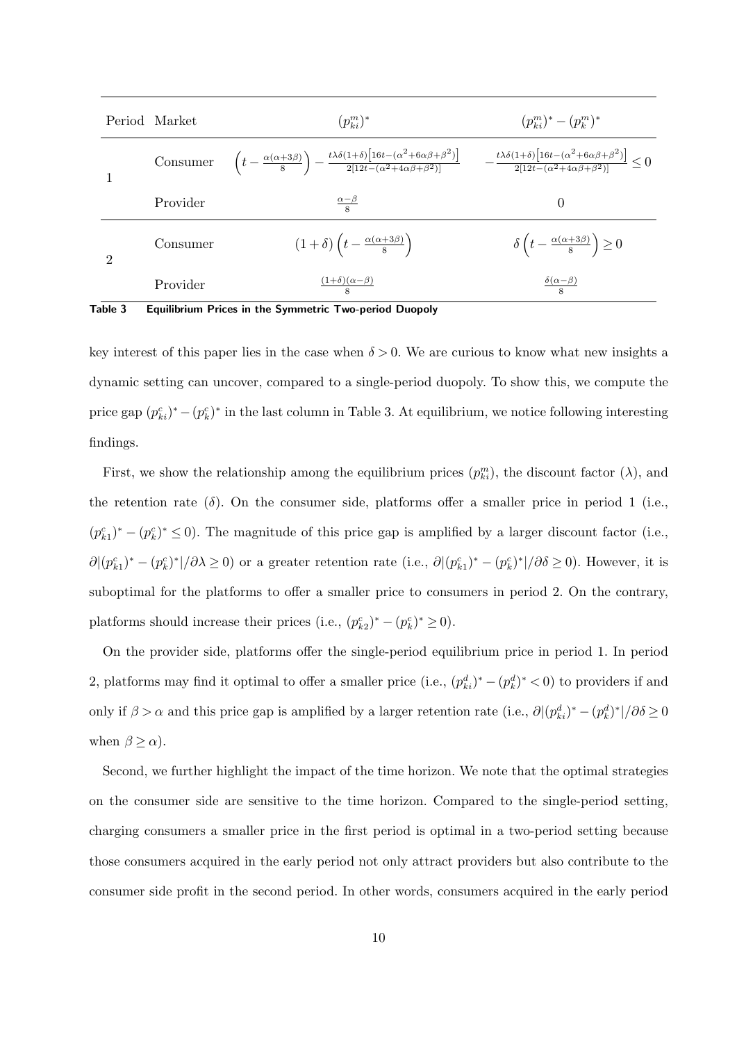| Period | Market | $(p^m_{ki})^*$ | $(p^m_{ki})^* - (p^m_k)^*$ |
|---|---|---|---|
| 1 | Consumer | $\left(t - \frac{\alpha(\alpha+3\beta)}{8}\right) - \frac{t\lambda\delta(1+\delta)\left[16t-(\alpha^2+6\alpha\beta+\beta^2)\right]}{2[12t-(\alpha^2+4\alpha\beta+\beta^2)]}$ | $-\frac{t\lambda\delta(1+\delta)\left[16t-(\alpha^2+6\alpha\beta+\beta^2)\right]}{2[12t-(\alpha^2+4\alpha\beta+\beta^2)]} \leq 0$ |
| | Provider | $\frac{\alpha-\beta}{8}$ | $0$ |
| 2 | Consumer | $(1+\delta)\left(t - \frac{\alpha(\alpha+3\beta)}{8}\right)$ | $\delta\left(t - \frac{\alpha(\alpha+3\beta)}{8}\right) \geq 0$ |
| | Provider | $\frac{(1+\delta)(\alpha-\beta)}{8}$ | $\frac{\delta(\alpha-\beta)}{8}$ |

**Table 3** **Equilibrium Prices in the Symmetric Two-period Duopoly**

key interest of this paper lies in the case when $\delta > 0$. We are curious to know what new insights a dynamic setting can uncover, compared to a single-period duopoly. To show this, we compute the price gap $(p^c_{ki})^* - (p^c_k)^*$ in the last column in Table 3. At equilibrium, we notice following interesting findings.

First, we show the relationship among the equilibrium prices $(p^m_{ki})$, the discount factor $(\lambda)$, and the retention rate $(\delta)$. On the consumer side, platforms offer a smaller price in period 1 (i.e., $(p^c_{k1})^* - (p^c_k)^* \leq 0$). The magnitude of this price gap is amplified by a larger discount factor (i.e., $\partial|(p^c_{k1})^* - (p^c_k)^*|/\partial\lambda \geq 0$) or a greater retention rate (i.e., $\partial|(p^c_{k1})^* - (p^c_k)^*|/\partial\delta \geq 0$). However, it is suboptimal for the platforms to offer a smaller price to consumers in period 2. On the contrary, platforms should increase their prices (i.e., $(p^c_{k2})^* - (p^c_k)^* \geq 0$).

On the provider side, platforms offer the single-period equilibrium price in period 1. In period 2, platforms may find it optimal to offer a smaller price (i.e., $(p^d_{ki})^* - (p^d_k)^* < 0$) to providers if and only if $\beta > \alpha$ and this price gap is amplified by a larger retention rate (i.e., $\partial|(p^d_{ki})^* - (p^d_k)^*|/\partial\delta \geq 0$ when $\beta \geq \alpha$).

Second, we further highlight the impact of the time horizon. We note that the optimal strategies on the consumer side are sensitive to the time horizon. Compared to the single-period setting, charging consumers a smaller price in the first period is optimal in a two-period setting because those consumers acquired in the early period not only attract providers but also contribute to the consumer side profit in the second period. In other words, consumers acquired in the early period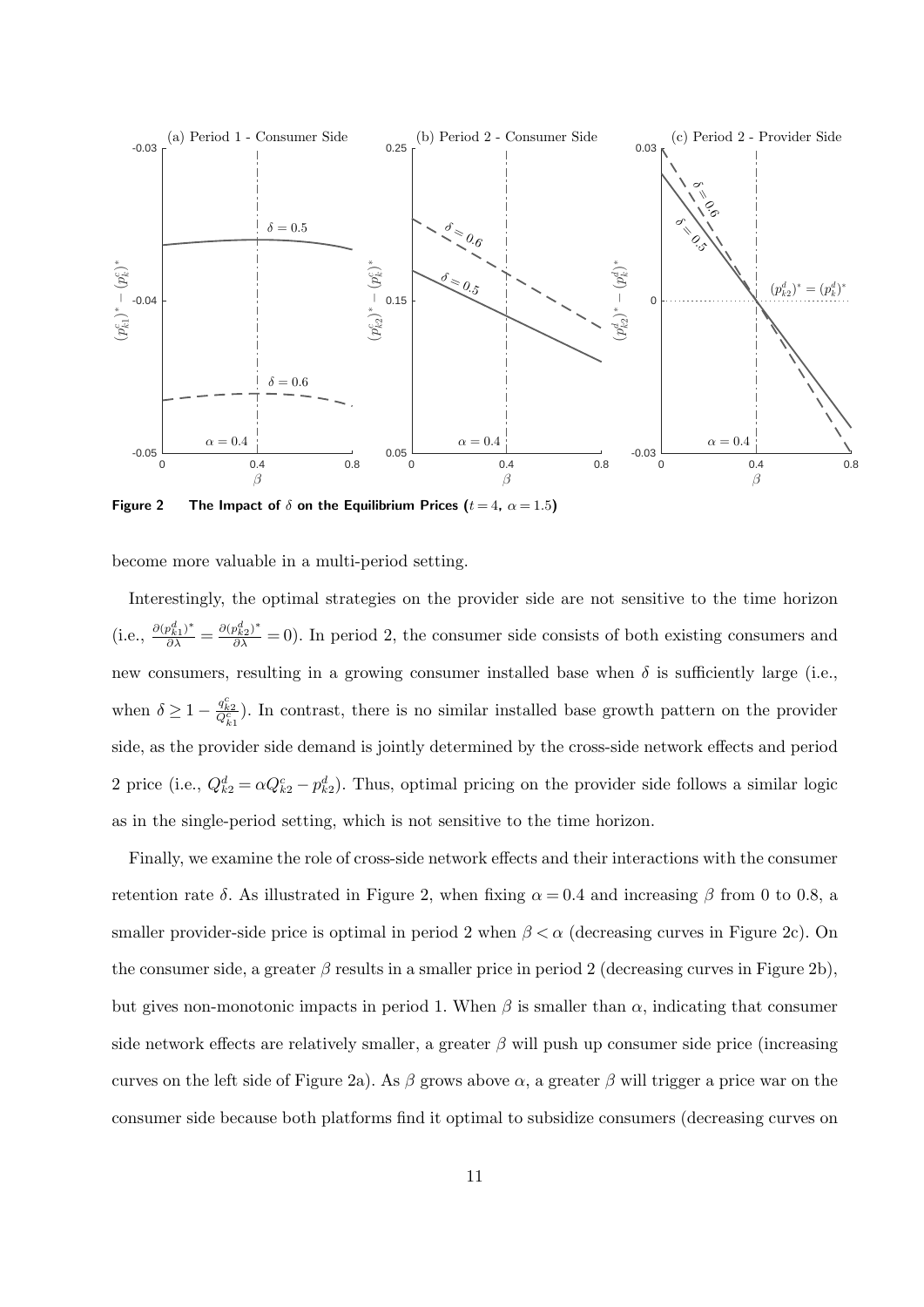**Figure 2 The Impact of $\delta$ on the Equilibrium Prices ($t = 4$, $\alpha = 1.5$)**

become more valuable in a multi-period setting.

Interestingly, the optimal strategies on the provider side are not sensitive to the time horizon (i.e., $\frac{\partial (p_{k1}^d)^*}{\partial \lambda} = \frac{\partial (p_{k2}^d)^*}{\partial \lambda} = 0$). In period 2, the consumer side consists of both existing consumers and new consumers, resulting in a growing consumer installed base when $\delta$ is sufficiently large (i.e., when $\delta \geq 1 - \frac{q_{k2}^c}{Q_{k1}^c}$). In contrast, there is no similar installed base growth pattern on the provider side, as the provider side demand is jointly determined by the cross-side network effects and period 2 price (i.e., $Q_{k2}^d = \alpha Q_{k2}^c - p_{k2}^d$). Thus, optimal pricing on the provider side follows a similar logic as in the single-period setting, which is not sensitive to the time horizon.

Finally, we examine the role of cross-side network effects and their interactions with the consumer retention rate $\delta$. As illustrated in Figure 2, when fixing $\alpha = 0.4$ and increasing $\beta$ from 0 to 0.8, a smaller provider-side price is optimal in period 2 when $\beta < \alpha$ (decreasing curves in Figure 2c). On the consumer side, a greater $\beta$ results in a smaller price in period 2 (decreasing curves in Figure 2b), but gives non-monotonic impacts in period 1. When $\beta$ is smaller than $\alpha$, indicating that consumer side network effects are relatively smaller, a greater $\beta$ will push up consumer side price (increasing curves on the left side of Figure 2a). As $\beta$ grows above $\alpha$, a greater $\beta$ will trigger a price war on the consumer side because both platforms find it optimal to subsidize consumers (decreasing curves on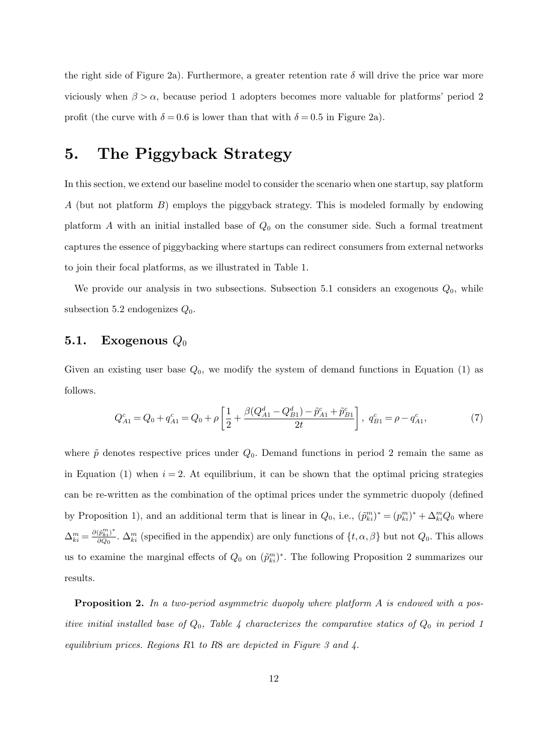the right side of Figure 2a). Furthermore, a greater retention rate $\delta$ will drive the price war more viciously when $\beta > \alpha$, because period 1 adopters becomes more valuable for platforms' period 2 profit (the curve with $\delta = 0.6$ is lower than that with $\delta = 0.5$ in Figure 2a).

# 5. The Piggyback Strategy

In this section, we extend our baseline model to consider the scenario when one startup, say platform $A$ (but not platform $B$) employs the piggyback strategy. This is modeled formally by endowing platform $A$ with an initial installed base of $Q_0$ on the consumer side. Such a formal treatment captures the essence of piggybacking where startups can redirect consumers from external networks to join their focal platforms, as we illustrated in Table 1.

We provide our analysis in two subsections. Subsection 5.1 considers an exogenous $Q_0$, while subsection 5.2 endogenizes $Q_0$.

## 5.1. Exogenous $Q_0$

Given an existing user base $Q_0$, we modify the system of demand functions in Equation (1) as follows.

$$Q^c_{A1} = Q_0 + q^c_{A1} = Q_0 + \rho\left[\frac{1}{2} + \frac{\beta(Q^d_{A1} - Q^d_{B1}) - \tilde{p}^c_{A1} + \tilde{p}^c_{B1}}{2t}\right],\ q^c_{B1} = \rho - q^c_{A1}, \tag{7}$$

where $\tilde{p}$ denotes respective prices under $Q_0$. Demand functions in period 2 remain the same as in Equation (1) when $i = 2$. At equilibrium, it can be shown that the optimal pricing strategies can be re-written as the combination of the optimal prices under the symmetric duopoly (defined by Proposition 1), and an additional term that is linear in $Q_0$, i.e., $(\tilde{p}^m_{ki})^* = (p^m_{ki})^* + \Delta^m_{ki} Q_0$ where $\Delta^m_{ki} = \frac{\partial(\tilde{p}^m_{ki})^*}{\partial Q_0}$. $\Delta^m_{ki}$ (specified in the appendix) are only functions of $\{t, \alpha, \beta\}$ but not $Q_0$. This allows us to examine the marginal effects of $Q_0$ on $(\tilde{p}^m_{ki})^*$. The following Proposition 2 summarizes our results.

**Proposition 2.** *In a two-period asymmetric duopoly where platform $A$ is endowed with a positive initial installed base of $Q_0$, Table 4 characterizes the comparative statics of $Q_0$ in period 1 equilibrium prices. Regions $R1$ to $R8$ are depicted in Figure 3 and 4.*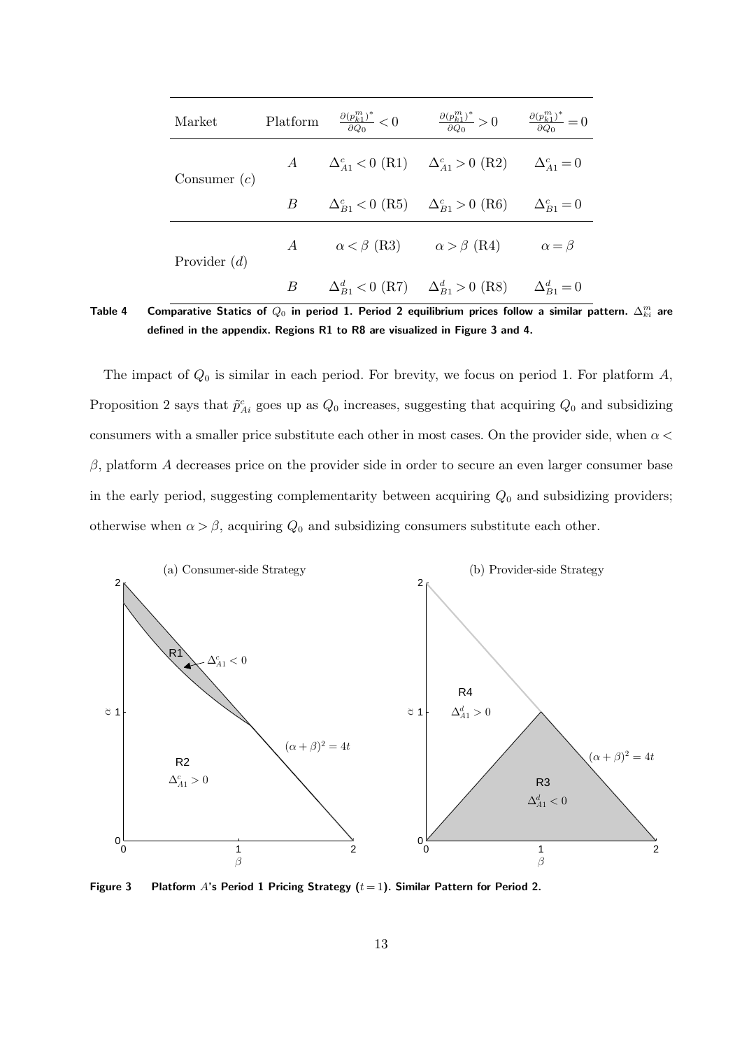| Market | Platform | $\frac{\partial (p_{k1}^m)^*}{\partial Q_0} < 0$ | $\frac{\partial (p_{k1}^m)^*}{\partial Q_0} > 0$ | $\frac{\partial (p_{k1}^m)^*}{\partial Q_0} = 0$ |
|---|---|---|---|---|
| Consumer ($c$) | $A$ | $\Delta_{A1}^c < 0$ (R1) | $\Delta_{A1}^c > 0$ (R2) | $\Delta_{A1}^c = 0$ |
| | $B$ | $\Delta_{B1}^c < 0$ (R5) | $\Delta_{B1}^c > 0$ (R6) | $\Delta_{B1}^c = 0$ |
| Provider ($d$) | $A$ | $\alpha < \beta$ (R3) | $\alpha > \beta$ (R4) | $\alpha = \beta$ |
| | $B$ | $\Delta_{B1}^d < 0$ (R7) | $\Delta_{B1}^d > 0$ (R8) | $\Delta_{B1}^d = 0$ |

**Table 4 Comparative Statics of $Q_0$ in period 1. Period 2 equilibrium prices follow a similar pattern. $\Delta_{ki}^m$ are defined in the appendix. Regions R1 to R8 are visualized in Figure 3 and 4.**

The impact of $Q_0$ is similar in each period. For brevity, we focus on period 1. For platform $A$, Proposition 2 says that $\tilde{p}_{Ai}^c$ goes up as $Q_0$ increases, suggesting that acquiring $Q_0$ and subsidizing consumers with a smaller price substitute each other in most cases. On the provider side, when $\alpha < \beta$, platform $A$ decreases price on the provider side in order to secure an even larger consumer base in the early period, suggesting complementarity between acquiring $Q_0$ and subsidizing providers; otherwise when $\alpha > \beta$, acquiring $Q_0$ and subsidizing consumers substitute each other.

**Figure 3 Platform $A$'s Period 1 Pricing Strategy ($t = 1$). Similar Pattern for Period 2.**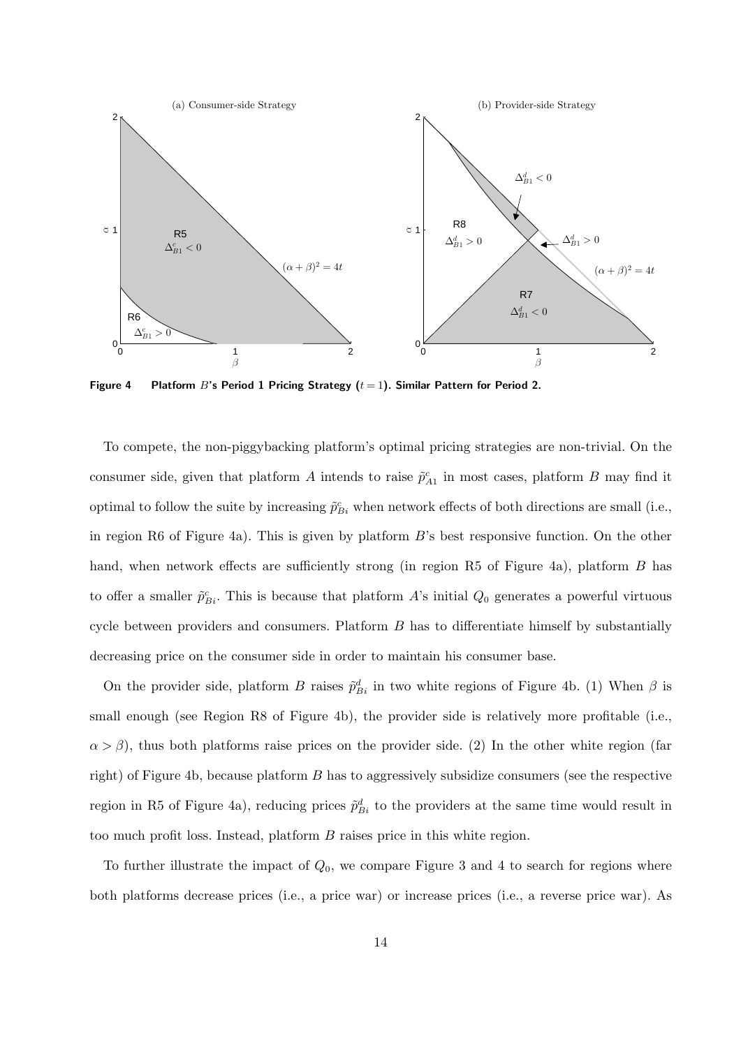**Figure 4 Platform $B$'s Period 1 Pricing Strategy ($t = 1$). Similar Pattern for Period 2.**

To compete, the non-piggybacking platform's optimal pricing strategies are non-trivial. On the consumer side, given that platform $A$ intends to raise $\tilde{p}^c_{A1}$ in most cases, platform $B$ may find it optimal to follow the suite by increasing $\tilde{p}^c_{Bi}$ when network effects of both directions are small (i.e., in region R6 of Figure 4a). This is given by platform $B$'s best responsive function. On the other hand, when network effects are sufficiently strong (in region R5 of Figure 4a), platform $B$ has to offer a smaller $\tilde{p}^c_{Bi}$. This is because that platform $A$'s initial $Q_0$ generates a powerful virtuous cycle between providers and consumers. Platform $B$ has to differentiate himself by substantially decreasing price on the consumer side in order to maintain his consumer base.

On the provider side, platform $B$ raises $\tilde{p}^d_{Bi}$ in two white regions of Figure 4b. (1) When $\beta$ is small enough (see Region R8 of Figure 4b), the provider side is relatively more profitable (i.e., $\alpha > \beta$), thus both platforms raise prices on the provider side. (2) In the other white region (far right) of Figure 4b, because platform $B$ has to aggressively subsidize consumers (see the respective region in R5 of Figure 4a), reducing prices $\tilde{p}^d_{Bi}$ to the providers at the same time would result in too much profit loss. Instead, platform $B$ raises price in this white region.

To further illustrate the impact of $Q_0$, we compare Figure 3 and 4 to search for regions where both platforms decrease prices (i.e., a price war) or increase prices (i.e., a reverse price war). As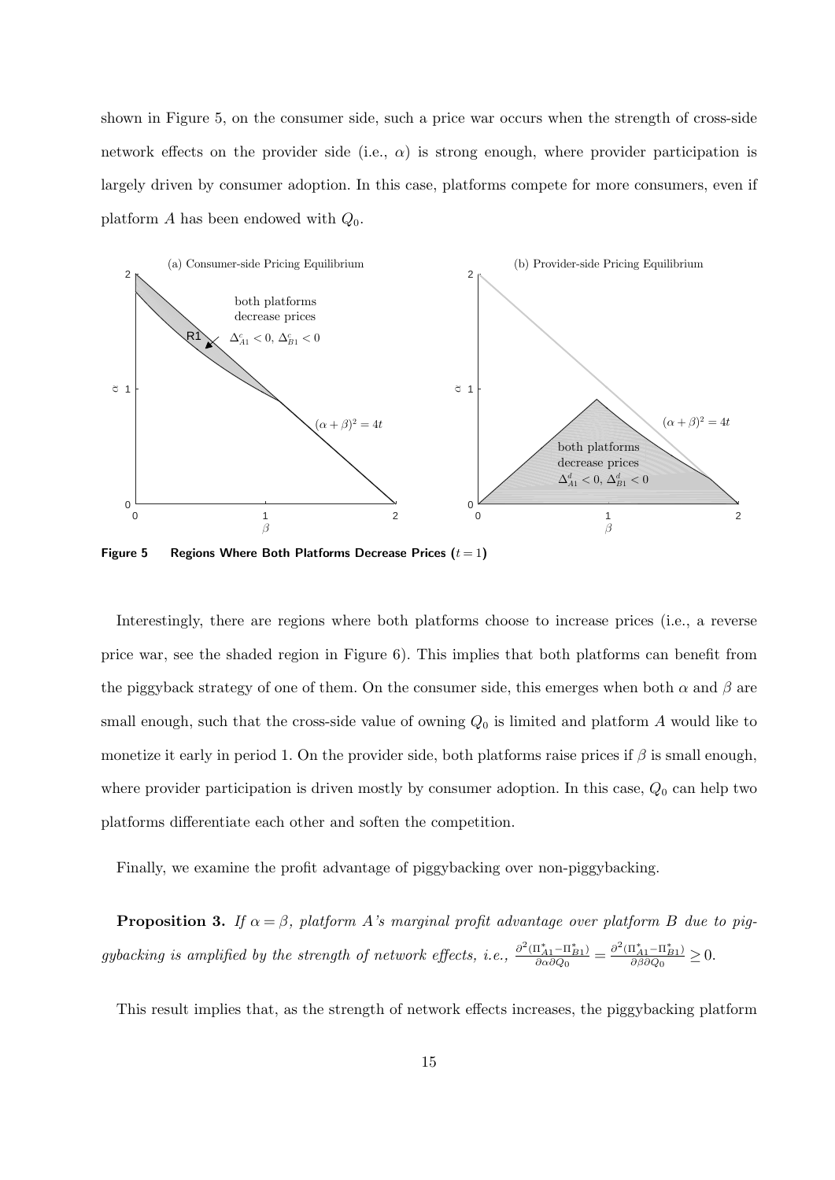shown in Figure 5, on the consumer side, such a price war occurs when the strength of cross-side network effects on the provider side (i.e., $\alpha$) is strong enough, where provider participation is largely driven by consumer adoption. In this case, platforms compete for more consumers, even if platform $A$ has been endowed with $Q_0$.

**Figure 5** Regions Where Both Platforms Decrease Prices ($t = 1$)

Interestingly, there are regions where both platforms choose to increase prices (i.e., a reverse price war, see the shaded region in Figure 6). This implies that both platforms can benefit from the piggyback strategy of one of them. On the consumer side, this emerges when both $\alpha$ and $\beta$ are small enough, such that the cross-side value of owning $Q_0$ is limited and platform $A$ would like to monetize it early in period 1. On the provider side, both platforms raise prices if $\beta$ is small enough, where provider participation is driven mostly by consumer adoption. In this case, $Q_0$ can help two platforms differentiate each other and soften the competition.

Finally, we examine the profit advantage of piggybacking over non-piggybacking.

**Proposition 3.** *If $\alpha = \beta$, platform A's marginal profit advantage over platform B due to piggybacking is amplified by the strength of network effects, i.e.,* $\frac{\partial^2(\Pi^*_{A1} - \Pi^*_{B1})}{\partial \alpha \partial Q_0} = \frac{\partial^2(\Pi^*_{A1} - \Pi^*_{B1})}{\partial \beta \partial Q_0} \geq 0$.

This result implies that, as the strength of network effects increases, the piggybacking platform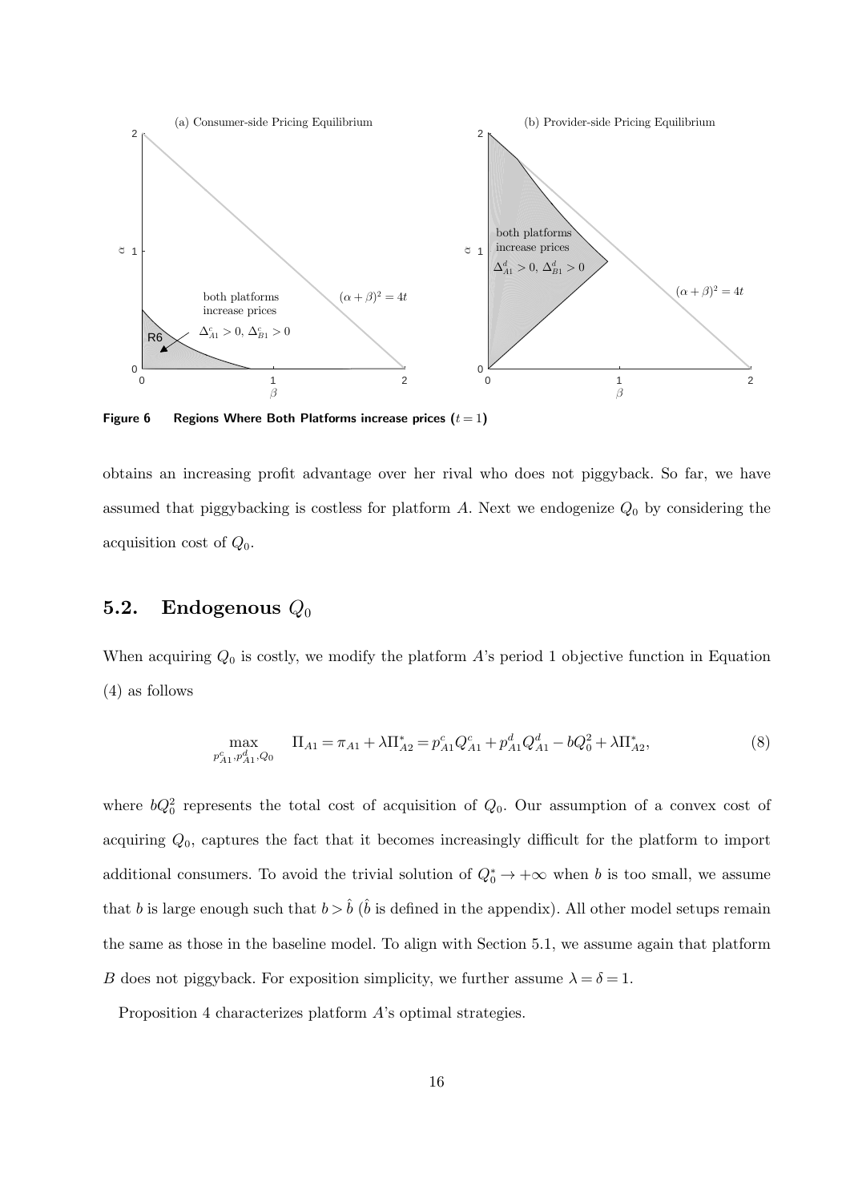Figure 6 Regions Where Both Platforms increase prices ($t = 1$)

obtains an increasing profit advantage over her rival who does not piggyback. So far, we have assumed that piggybacking is costless for platform $A$. Next we endogenize $Q_0$ by considering the acquisition cost of $Q_0$.

## 5.2. Endogenous $Q_0$

When acquiring $Q_0$ is costly, we modify the platform $A$'s period 1 objective function in Equation (4) as follows

$$\max_{p^c_{A1}, p^d_{A1}, Q_0} \quad \Pi_{A1} = \pi_{A1} + \lambda \Pi^*_{A2} = p^c_{A1} Q^c_{A1} + p^d_{A1} Q^d_{A1} - b Q_0^2 + \lambda \Pi^*_{A2}, \tag{8}$$

where $bQ_0^2$ represents the total cost of acquisition of $Q_0$. Our assumption of a convex cost of acquiring $Q_0$, captures the fact that it becomes increasingly difficult for the platform to import additional consumers. To avoid the trivial solution of $Q_0^* \to +\infty$ when $b$ is too small, we assume that $b$ is large enough such that $b > \hat{b}$ ($\hat{b}$ is defined in the appendix). All other model setups remain the same as those in the baseline model. To align with Section 5.1, we assume again that platform $B$ does not piggyback. For exposition simplicity, we further assume $\lambda = \delta = 1$.

Proposition 4 characterizes platform $A$'s optimal strategies.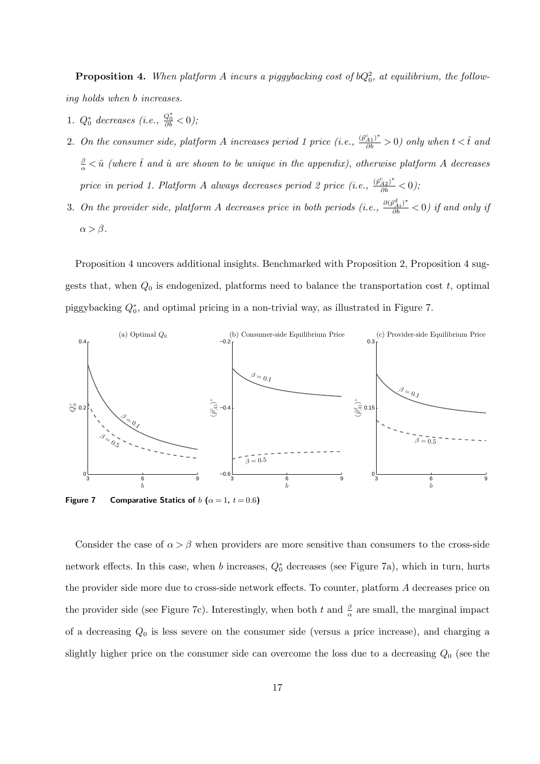**Proposition 4.** *When platform A incurs a piggybacking cost of $bQ_0^2$, at equilibrium, the following holds when b increases.*

1. *$Q_0^*$ decreases (i.e., $\frac{Q_0^*}{\partial b} < 0$);*
2. *On the consumer side, platform A increases period 1 price (i.e., $\frac{(\tilde{p}^c_{A1})^*}{\partial b} > 0$) only when $t < \hat{t}$ and $\frac{\beta}{\alpha} < \hat{u}$ (where $\hat{t}$ and $\hat{u}$ are shown to be unique in the appendix), otherwise platform A decreases price in period 1. Platform A always decreases period 2 price (i.e., $\frac{(\tilde{p}^c_{A2})^*}{\partial b} < 0$);*
3. *On the provider side, platform A decreases price in both periods (i.e., $\frac{\partial(\tilde{p}^d_{Ai})^*}{\partial b} < 0$) if and only if $\alpha > \beta$.*

Proposition 4 uncovers additional insights. Benchmarked with Proposition 2, Proposition 4 suggests that, when $Q_0$ is endogenized, platforms need to balance the transportation cost $t$, optimal piggybacking $Q_0^*$, and optimal pricing in a non-trivial way, as illustrated in Figure 7.

**Figure 7** **Comparative Statics of $b$ ($\alpha = 1$, $t = 0.6$)**

Consider the case of $\alpha > \beta$ when providers are more sensitive than consumers to the cross-side network effects. In this case, when $b$ increases, $Q_0^*$ decreases (see Figure 7a), which in turn, hurts the provider side more due to cross-side network effects. To counter, platform $A$ decreases price on the provider side (see Figure 7c). Interestingly, when both $t$ and $\frac{\beta}{\alpha}$ are small, the marginal impact of a decreasing $Q_0$ is less severe on the consumer side (versus a price increase), and charging a slightly higher price on the consumer side can overcome the loss due to a decreasing $Q_0$ (see the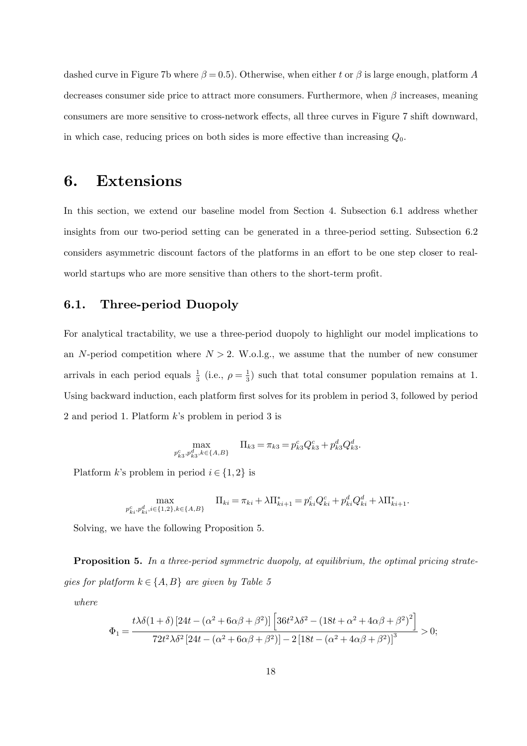dashed curve in Figure 7b where $\beta = 0.5$). Otherwise, when either $t$ or $\beta$ is large enough, platform $A$ decreases consumer side price to attract more consumers. Furthermore, when $\beta$ increases, meaning consumers are more sensitive to cross-network effects, all three curves in Figure 7 shift downward, in which case, reducing prices on both sides is more effective than increasing $Q_0$.

# 6. Extensions

In this section, we extend our baseline model from Section 4. Subsection 6.1 address whether insights from our two-period setting can be generated in a three-period setting. Subsection 6.2 considers asymmetric discount factors of the platforms in an effort to be one step closer to real-world startups who are more sensitive than others to the short-term profit.

## 6.1. Three-period Duopoly

For analytical tractability, we use a three-period duopoly to highlight our model implications to an $N$-period competition where $N > 2$. W.o.l.g., we assume that the number of new consumer arrivals in each period equals $\frac{1}{3}$ (i.e., $\rho = \frac{1}{3}$) such that total consumer population remains at 1. Using backward induction, each platform first solves for its problem in period 3, followed by period 2 and period 1. Platform $k$'s problem in period 3 is

$$\max_{p^c_{k3}, p^d_{k3}, k \in \{A,B\}} \quad \Pi_{k3} = \pi_{k3} = p^c_{k3} Q^c_{k3} + p^d_{k3} Q^d_{k3}.$$

Platform $k$'s problem in period $i \in \{1, 2\}$ is

$$\max_{p^c_{ki}, p^d_{ki}, i \in \{1,2\}, k \in \{A,B\}} \quad \Pi_{ki} = \pi_{ki} + \lambda \Pi^*_{ki+1} = p^c_{ki} Q^c_{ki} + p^d_{ki} Q^d_{ki} + \lambda \Pi^*_{ki+1}.$$

Solving, we have the following Proposition 5.

**Proposition 5.** *In a three-period symmetric duopoly, at equilibrium, the optimal pricing strategies for platform $k \in \{A, B\}$ are given by Table 5*

*where*

$$\Phi_1 = \frac{t\lambda\delta(1+\delta)\left[24t - (\alpha^2 + 6\alpha\beta + \beta^2)\right]\left[36t^2\lambda\delta^2 - (18t + \alpha^2 + 4\alpha\beta + \beta^2)^2\right]}{72t^2\lambda\delta^2\left[24t - (\alpha^2 + 6\alpha\beta + \beta^2)\right] - 2\left[18t - (\alpha^2 + 4\alpha\beta + \beta^2)\right]^3} > 0;$$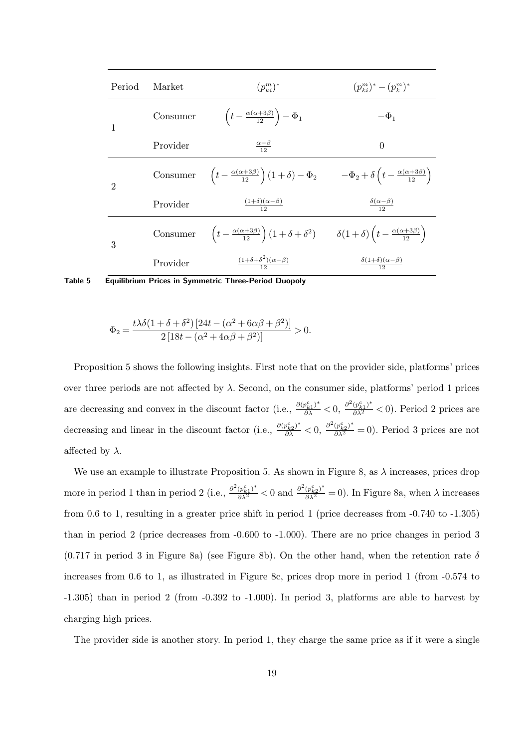| Period | Market | $(p^m_{ki})^*$ | $(p^m_{ki})^* - (p^m_k)^*$ |
|---|---|---|---|
| 1 | Consumer | $\left(t - \frac{\alpha(\alpha+3\beta)}{12}\right) - \Phi_1$ | $-\Phi_1$ |
| | Provider | $\frac{\alpha-\beta}{12}$ | $0$ |
| 2 | Consumer | $\left(t - \frac{\alpha(\alpha+3\beta)}{12}\right)(1+\delta) - \Phi_2$ | $-\Phi_2 + \delta\left(t - \frac{\alpha(\alpha+3\beta)}{12}\right)$ |
| | Provider | $\frac{(1+\delta)(\alpha-\beta)}{12}$ | $\frac{\delta(\alpha-\beta)}{12}$ |
| 3 | Consumer | $\left(t - \frac{\alpha(\alpha+3\beta)}{12}\right)(1+\delta+\delta^2)$ | $\delta(1+\delta)\left(t - \frac{\alpha(\alpha+3\beta)}{12}\right)$ |
| | Provider | $\frac{(1+\delta+\delta^2)(\alpha-\beta)}{12}$ | $\frac{\delta(1+\delta)(\alpha-\beta)}{12}$ |

**Table 5** **Equilibrium Prices in Symmetric Three-Period Duopoly**

$$\Phi_2 = \frac{t\lambda\delta(1+\delta+\delta^2)\left[24t - (\alpha^2+6\alpha\beta+\beta^2)\right]}{2\left[18t - (\alpha^2+4\alpha\beta+\beta^2)\right]} > 0.$$

Proposition 5 shows the following insights. First note that on the provider side, platforms' prices over three periods are not affected by $\lambda$. Second, on the consumer side, platforms' period 1 prices are decreasing and convex in the discount factor (i.e., $\frac{\partial (p^c_{k1})^*}{\partial \lambda} < 0$, $\frac{\partial^2 (p^c_{k1})^*}{\partial \lambda^2} < 0$). Period 2 prices are decreasing and linear in the discount factor (i.e., $\frac{\partial (p^c_{k2})^*}{\partial \lambda} < 0$, $\frac{\partial^2 (p^c_{k2})^*}{\partial \lambda^2} = 0$). Period 3 prices are not affected by $\lambda$.

We use an example to illustrate Proposition 5. As shown in Figure 8, as $\lambda$ increases, prices drop more in period 1 than in period 2 (i.e., $\frac{\partial^2 (p^c_{k1})^*}{\partial \lambda^2} < 0$ and $\frac{\partial^2 (p^c_{k2})^*}{\partial \lambda^2} = 0$). In Figure 8a, when $\lambda$ increases from 0.6 to 1, resulting in a greater price shift in period 1 (price decreases from -0.740 to -1.305) than in period 2 (price decreases from -0.600 to -1.000). There are no price changes in period 3 (0.717 in period 3 in Figure 8a) (see Figure 8b). On the other hand, when the retention rate $\delta$ increases from 0.6 to 1, as illustrated in Figure 8c, prices drop more in period 1 (from -0.574 to -1.305) than in period 2 (from -0.392 to -1.000). In period 3, platforms are able to harvest by charging high prices.

The provider side is another story. In period 1, they charge the same price as if it were a single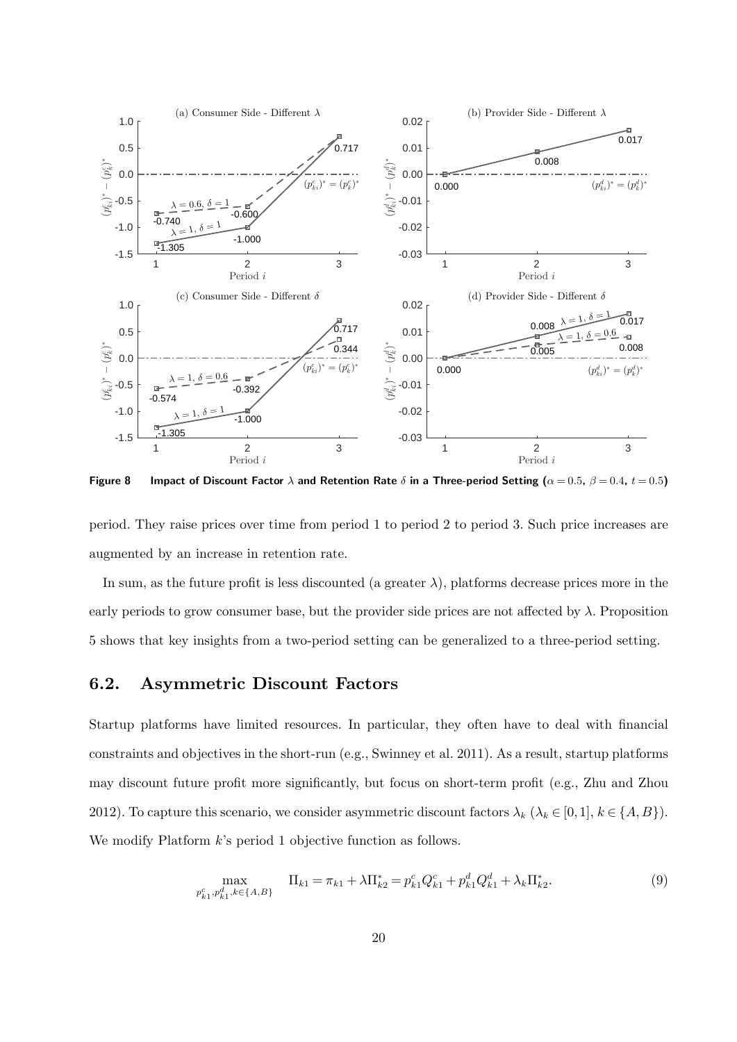**Figure 8 Impact of Discount Factor $\lambda$ and Retention Rate $\delta$ in a Three-period Setting ($\alpha = 0.5$, $\beta = 0.4$, $t = 0.5$)**

period. They raise prices over time from period 1 to period 2 to period 3. Such price increases are augmented by an increase in retention rate.

In sum, as the future profit is less discounted (a greater $\lambda$), platforms decrease prices more in the early periods to grow consumer base, but the provider side prices are not affected by $\lambda$. Proposition 5 shows that key insights from a two-period setting can be generalized to a three-period setting.

## 6.2. Asymmetric Discount Factors

Startup platforms have limited resources. In particular, they often have to deal with financial constraints and objectives in the short-run (e.g., Swinney et al. 2011). As a result, startup platforms may discount future profit more significantly, but focus on short-term profit (e.g., Zhu and Zhou 2012). To capture this scenario, we consider asymmetric discount factors $\lambda_k$ ($\lambda_k \in [0,1]$, $k \in \{A, B\}$). We modify Platform $k$'s period 1 objective function as follows.

$$\max_{p_{k1}^c, p_{k1}^d, k \in \{A,B\}} \quad \Pi_{k1} = \pi_{k1} + \lambda \Pi_{k2}^* = p_{k1}^c Q_{k1}^c + p_{k1}^d Q_{k1}^d + \lambda_k \Pi_{k2}^*. \tag{9}$$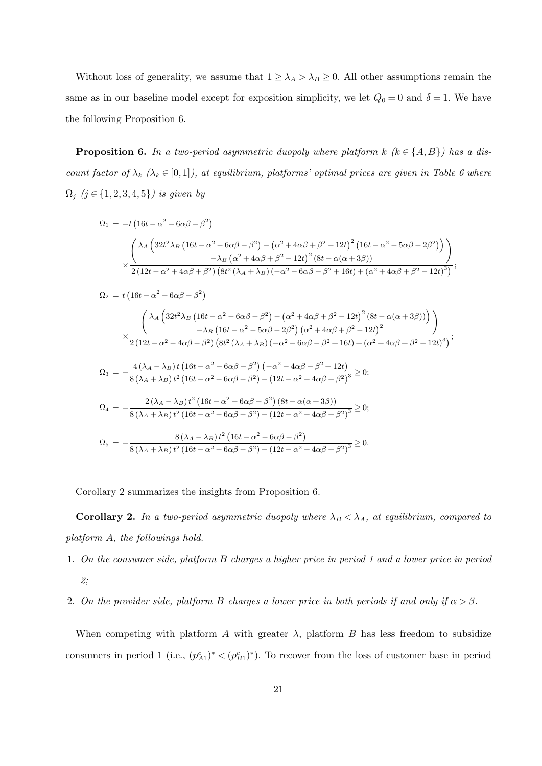Without loss of generality, we assume that $1 \geq \lambda_A > \lambda_B \geq 0$. All other assumptions remain the same as in our baseline model except for exposition simplicity, we let $Q_0 = 0$ and $\delta = 1$. We have the following Proposition 6.

**Proposition 6.** *In a two-period asymmetric duopoly where platform $k$ ($k \in \{A, B\}$) has a discount factor of $\lambda_k$ ($\lambda_k \in [0,1]$), at equilibrium, platforms' optimal prices are given in Table 6 where $\Omega_j$ ($j \in \{1,2,3,4,5\}$) is given by*

$$\Omega_1 = -t\left(16t - \alpha^2 - 6\alpha\beta - \beta^2\right) \times \frac{\left(\begin{array}{c} \lambda_A\left(32t^2\lambda_B\left(16t-\alpha^2-6\alpha\beta-\beta^2\right) - \left(\alpha^2+4\alpha\beta+\beta^2-12t\right)^2\left(16t-\alpha^2-5\alpha\beta-2\beta^2\right)\right) \\ -\lambda_B\left(\alpha^2+4\alpha\beta+\beta^2-12t\right)^2\left(8t-\alpha(\alpha+3\beta)\right)\end{array}\right)}{2\left(12t-\alpha^2+4\alpha\beta+\beta^2\right)\left(8t^2\left(\lambda_A+\lambda_B\right)\left(-\alpha^2-6\alpha\beta-\beta^2+16t\right)+\left(\alpha^2+4\alpha\beta+\beta^2-12t\right)^3\right)};$$

$$\Omega_2 = t\left(16t - \alpha^2 - 6\alpha\beta - \beta^2\right) \times \frac{\left(\begin{array}{c} \lambda_A\left(32t^2\lambda_B\left(16t-\alpha^2-6\alpha\beta-\beta^2\right) - \left(\alpha^2+4\alpha\beta+\beta^2-12t\right)^2\left(8t-\alpha(\alpha+3\beta)\right)\right) \\ -\lambda_B\left(16t-\alpha^2-5\alpha\beta-2\beta^2\right)\left(\alpha^2+4\alpha\beta+\beta^2-12t\right)^2\end{array}\right)}{2\left(12t-\alpha^2-4\alpha\beta-\beta^2\right)\left(8t^2\left(\lambda_A+\lambda_B\right)\left(-\alpha^2-6\alpha\beta-\beta^2+16t\right)+\left(\alpha^2+4\alpha\beta+\beta^2-12t\right)^3\right)};$$

$$\Omega_3 = -\frac{4\left(\lambda_A-\lambda_B\right)t\left(16t-\alpha^2-6\alpha\beta-\beta^2\right)\left(-\alpha^2-4\alpha\beta-\beta^2+12t\right)}{8\left(\lambda_A+\lambda_B\right)t^2\left(16t-\alpha^2-6\alpha\beta-\beta^2\right)-\left(12t-\alpha^2-4\alpha\beta-\beta^2\right)^3} \geq 0;$$

$$\Omega_4 = -\frac{2\left(\lambda_A-\lambda_B\right)t^2\left(16t-\alpha^2-6\alpha\beta-\beta^2\right)\left(8t-\alpha(\alpha+3\beta)\right)}{8\left(\lambda_A+\lambda_B\right)t^2\left(16t-\alpha^2-6\alpha\beta-\beta^2\right)-\left(12t-\alpha^2-4\alpha\beta-\beta^2\right)^3} \geq 0;$$

$$\Omega_5 = -\frac{8\left(\lambda_A-\lambda_B\right)t^2\left(16t-\alpha^2-6\alpha\beta-\beta^2\right)}{8\left(\lambda_A+\lambda_B\right)t^2\left(16t-\alpha^2-6\alpha\beta-\beta^2\right)-\left(12t-\alpha^2-4\alpha\beta-\beta^2\right)^3} \geq 0.$$

Corollary 2 summarizes the insights from Proposition 6.

**Corollary 2.** *In a two-period asymmetric duopoly where $\lambda_B < \lambda_A$, at equilibrium, compared to platform A, the followings hold.*

1. *On the consumer side, platform B charges a higher price in period 1 and a lower price in period 2;*
2. *On the provider side, platform B charges a lower price in both periods if and only if $\alpha > \beta$.*

When competing with platform $A$ with greater $\lambda$, platform $B$ has less freedom to subsidize consumers in period 1 (i.e., $(p^c_{A1})^* < (p^c_{B1})^*$). To recover from the loss of customer base in period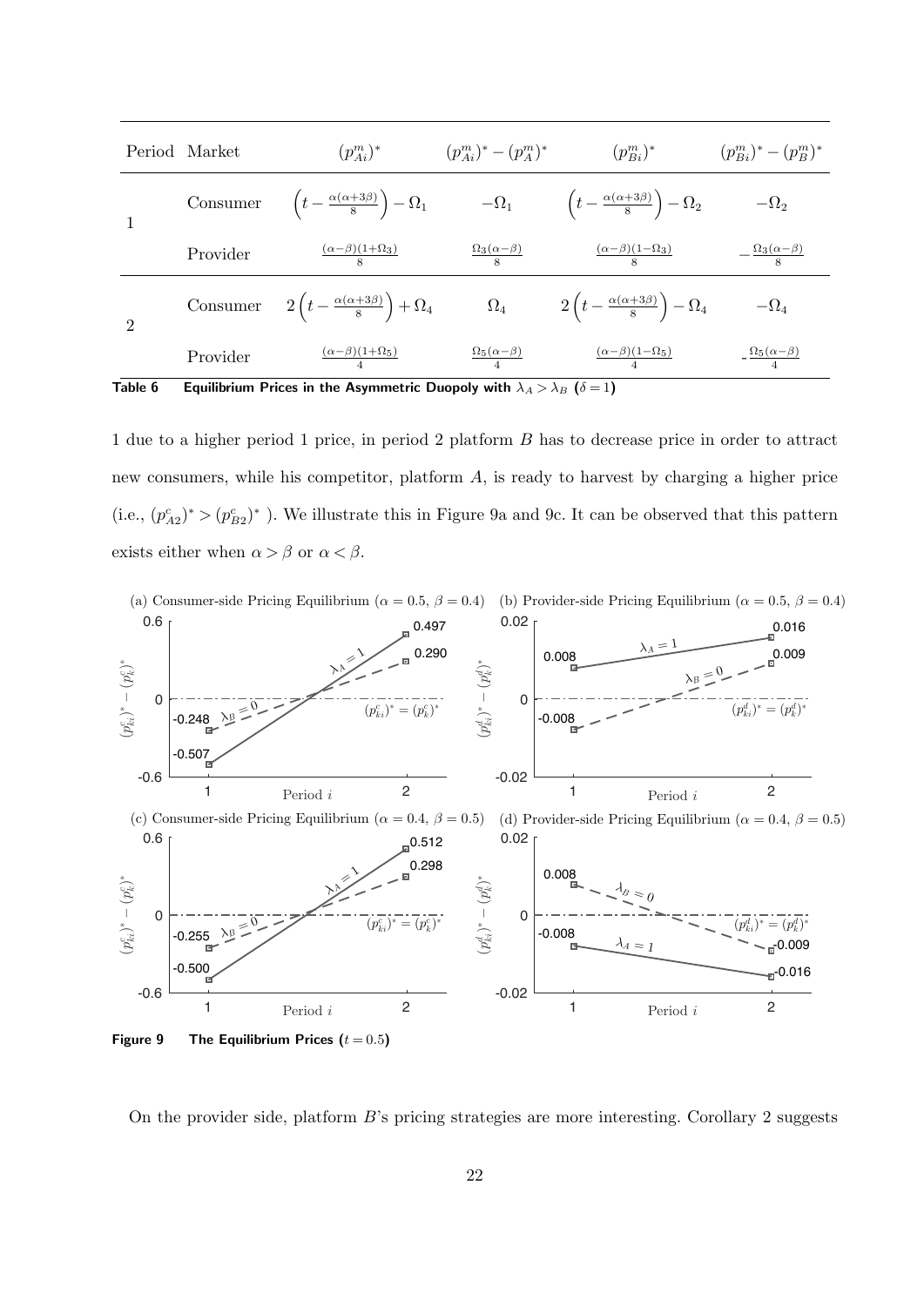| Period | Market | $(p^m_{Ai})^*$ | $(p^m_{Ai})^* - (p^m_A)^*$ | $(p^m_{Bi})^*$ | $(p^m_{Bi})^* - (p^m_B)^*$ |
|---|---|---|---|---|---|
| 1 | Consumer | $\left(t - \frac{\alpha(\alpha+3\beta)}{8}\right) - \Omega_1$ | $-\Omega_1$ | $\left(t - \frac{\alpha(\alpha+3\beta)}{8}\right) - \Omega_2$ | $-\Omega_2$ |
| | Provider | $\frac{(\alpha-\beta)(1+\Omega_3)}{8}$ | $\frac{\Omega_3(\alpha-\beta)}{8}$ | $\frac{(\alpha-\beta)(1-\Omega_3)}{8}$ | $-\frac{\Omega_3(\alpha-\beta)}{8}$ |
| 2 | Consumer | $2\left(t - \frac{\alpha(\alpha+3\beta)}{8}\right) + \Omega_4$ | $\Omega_4$ | $2\left(t - \frac{\alpha(\alpha+3\beta)}{8}\right) - \Omega_4$ | $-\Omega_4$ |
| | Provider | $\frac{(\alpha-\beta)(1+\Omega_5)}{4}$ | $\frac{\Omega_5(\alpha-\beta)}{4}$ | $\frac{(\alpha-\beta)(1-\Omega_5)}{4}$ | $-\frac{\Omega_5(\alpha-\beta)}{4}$ |

**Table 6** Equilibrium Prices in the Asymmetric Duopoly with $\lambda_A > \lambda_B$ ($\delta = 1$)

1 due to a higher period 1 price, in period 2 platform $B$ has to decrease price in order to attract new consumers, while his competitor, platform $A$, is ready to harvest by charging a higher price (i.e., $(p^c_{A2})^* > (p^c_{B2})^*$ ). We illustrate this in Figure 9a and 9c. It can be observed that this pattern exists either when $\alpha > \beta$ or $\alpha < \beta$.

**Figure 9** The Equilibrium Prices ($t = 0.5$)

On the provider side, platform $B$'s pricing strategies are more interesting. Corollary 2 suggests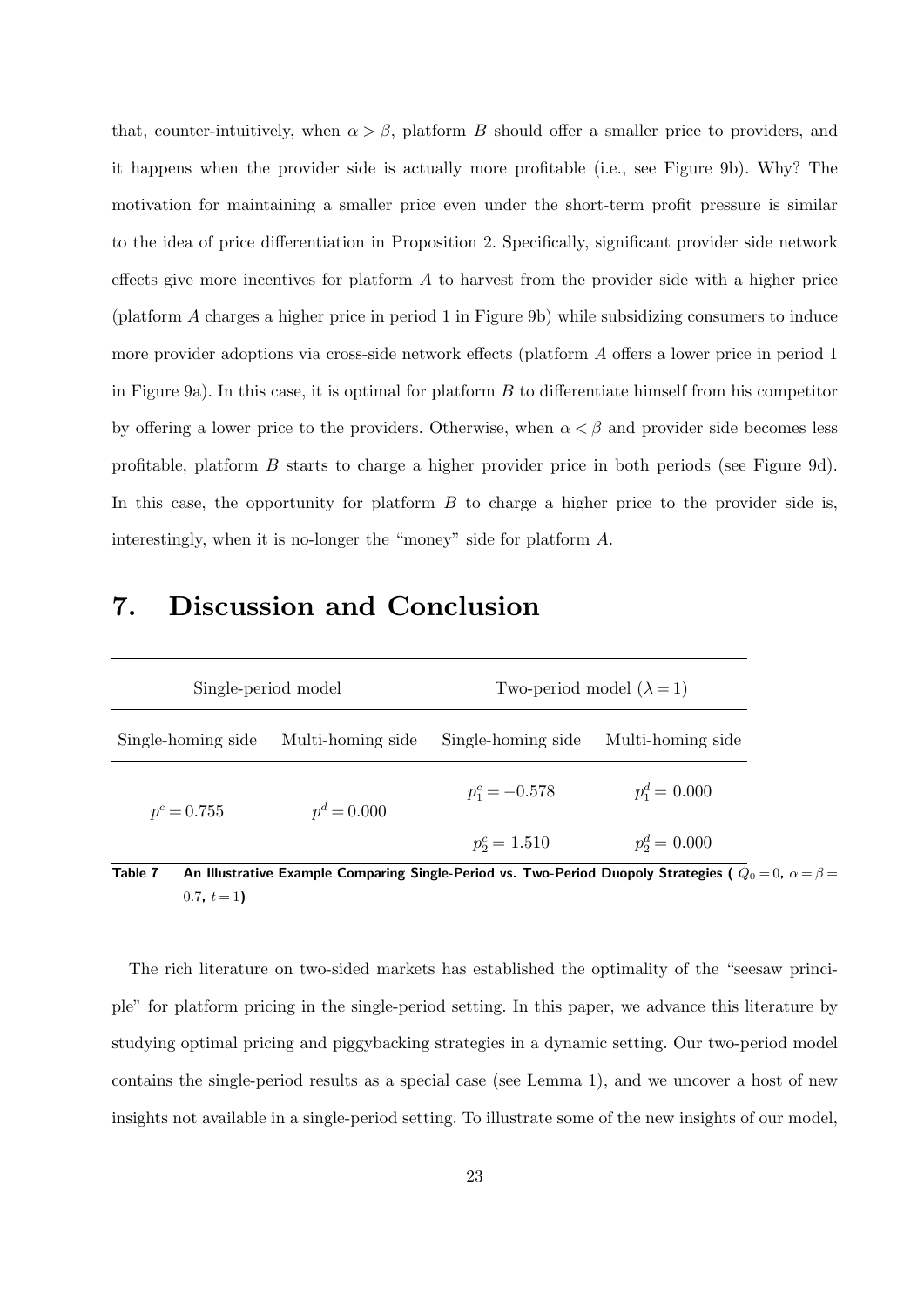that, counter-intuitively, when $\alpha > \beta$, platform $B$ should offer a smaller price to providers, and it happens when the provider side is actually more profitable (i.e., see Figure 9b). Why? The motivation for maintaining a smaller price even under the short-term profit pressure is similar to the idea of price differentiation in Proposition 2. Specifically, significant provider side network effects give more incentives for platform $A$ to harvest from the provider side with a higher price (platform $A$ charges a higher price in period 1 in Figure 9b) while subsidizing consumers to induce more provider adoptions via cross-side network effects (platform $A$ offers a lower price in period 1 in Figure 9a). In this case, it is optimal for platform $B$ to differentiate himself from his competitor by offering a lower price to the providers. Otherwise, when $\alpha < \beta$ and provider side becomes less profitable, platform $B$ starts to charge a higher provider price in both periods (see Figure 9d). In this case, the opportunity for platform $B$ to charge a higher price to the provider side is, interestingly, when it is no-longer the "money" side for platform $A$.

# 7. Discussion and Conclusion

| Single-period model | | Two-period model ($\lambda = 1$) | |
|---|---|---|---|
| Single-homing side | Multi-homing side | Single-homing side | Multi-homing side |
| $p^c = 0.755$ | $p^d = 0.000$ | $p_1^c = -0.578$ | $p_1^d = 0.000$ |
| | | $p_2^c = 1.510$ | $p_2^d = 0.000$ |

**Table 7** An Illustrative Example Comparing Single-Period vs. Two-Period Duopoly Strategies ( $Q_0 = 0$, $\alpha = \beta = 0.7$, $t = 1$)

The rich literature on two-sided markets has established the optimality of the "seesaw principle" for platform pricing in the single-period setting. In this paper, we advance this literature by studying optimal pricing and piggybacking strategies in a dynamic setting. Our two-period model contains the single-period results as a special case (see Lemma 1), and we uncover a host of new insights not available in a single-period setting. To illustrate some of the new insights of our model,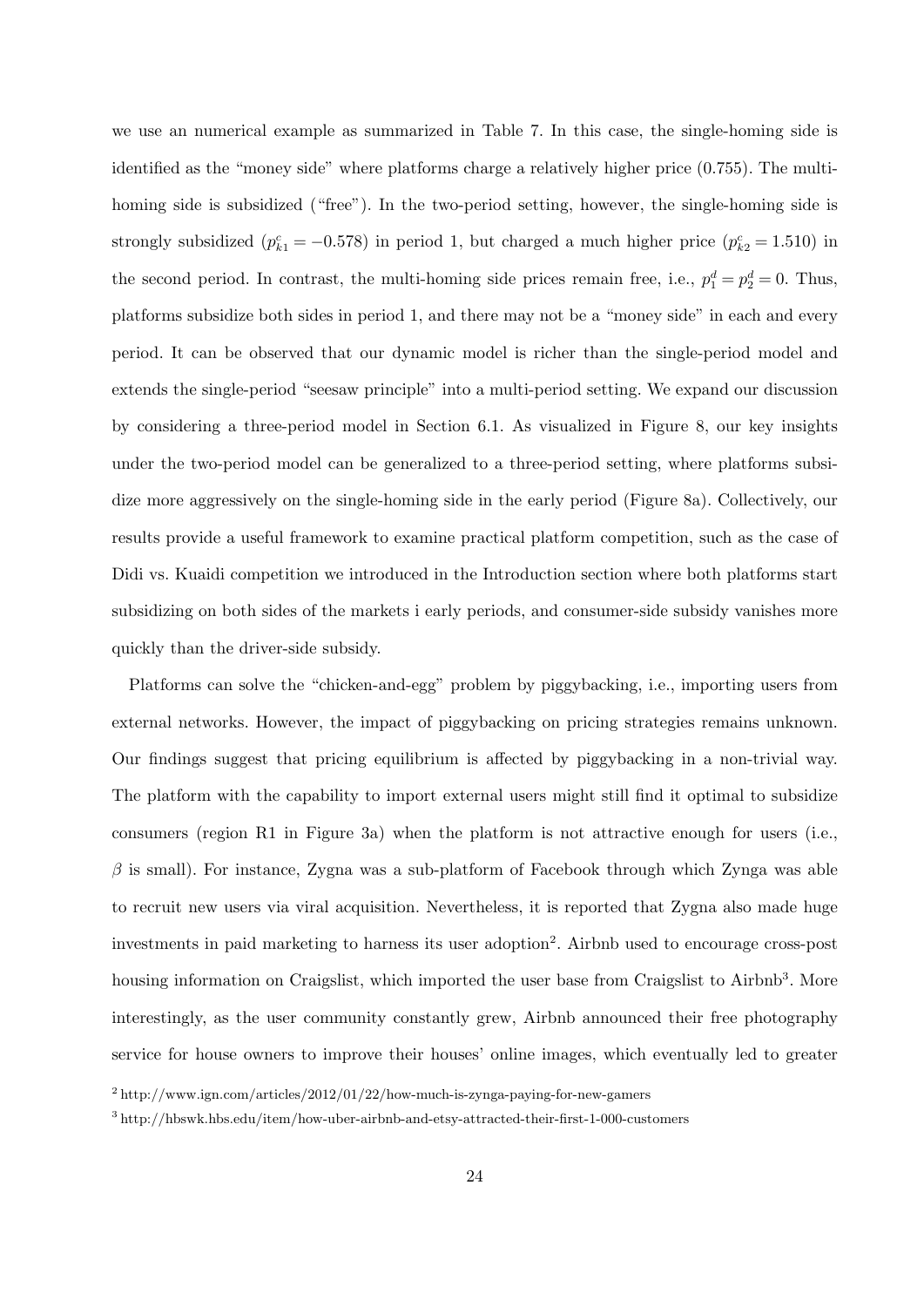we use an numerical example as summarized in Table 7. In this case, the single-homing side is identified as the "money side" where platforms charge a relatively higher price (0.755). The multi-homing side is subsidized ("free"). In the two-period setting, however, the single-homing side is strongly subsidized ($p^c_{k1} = -0.578$) in period 1, but charged a much higher price ($p^c_{k2} = 1.510$) in the second period. In contrast, the multi-homing side prices remain free, i.e., $p^d_1 = p^d_2 = 0$. Thus, platforms subsidize both sides in period 1, and there may not be a "money side" in each and every period. It can be observed that our dynamic model is richer than the single-period model and extends the single-period "seesaw principle" into a multi-period setting. We expand our discussion by considering a three-period model in Section 6.1. As visualized in Figure 8, our key insights under the two-period model can be generalized to a three-period setting, where platforms subsidize more aggressively on the single-homing side in the early period (Figure 8a). Collectively, our results provide a useful framework to examine practical platform competition, such as the case of Didi vs. Kuaidi competition we introduced in the Introduction section where both platforms start subsidizing on both sides of the markets i early periods, and consumer-side subsidy vanishes more quickly than the driver-side subsidy.

Platforms can solve the "chicken-and-egg" problem by piggybacking, i.e., importing users from external networks. However, the impact of piggybacking on pricing strategies remains unknown. Our findings suggest that pricing equilibrium is affected by piggybacking in a non-trivial way. The platform with the capability to import external users might still find it optimal to subsidize consumers (region R1 in Figure 3a) when the platform is not attractive enough for users (i.e., $\beta$ is small). For instance, Zygna was a sub-platform of Facebook through which Zynga was able to recruit new users via viral acquisition. Nevertheless, it is reported that Zygna also made huge investments in paid marketing to harness its user adoption[2]. Airbnb used to encourage cross-post housing information on Craigslist, which imported the user base from Craigslist to Airbnb[3]. More interestingly, as the user community constantly grew, Airbnb announced their free photography service for house owners to improve their houses' online images, which eventually led to greater

[2] http://www.ign.com/articles/2012/01/22/how-much-is-zynga-paying-for-new-gamers

[3] http://hbswk.hbs.edu/item/how-uber-airbnb-and-etsy-attracted-their-first-1-000-customers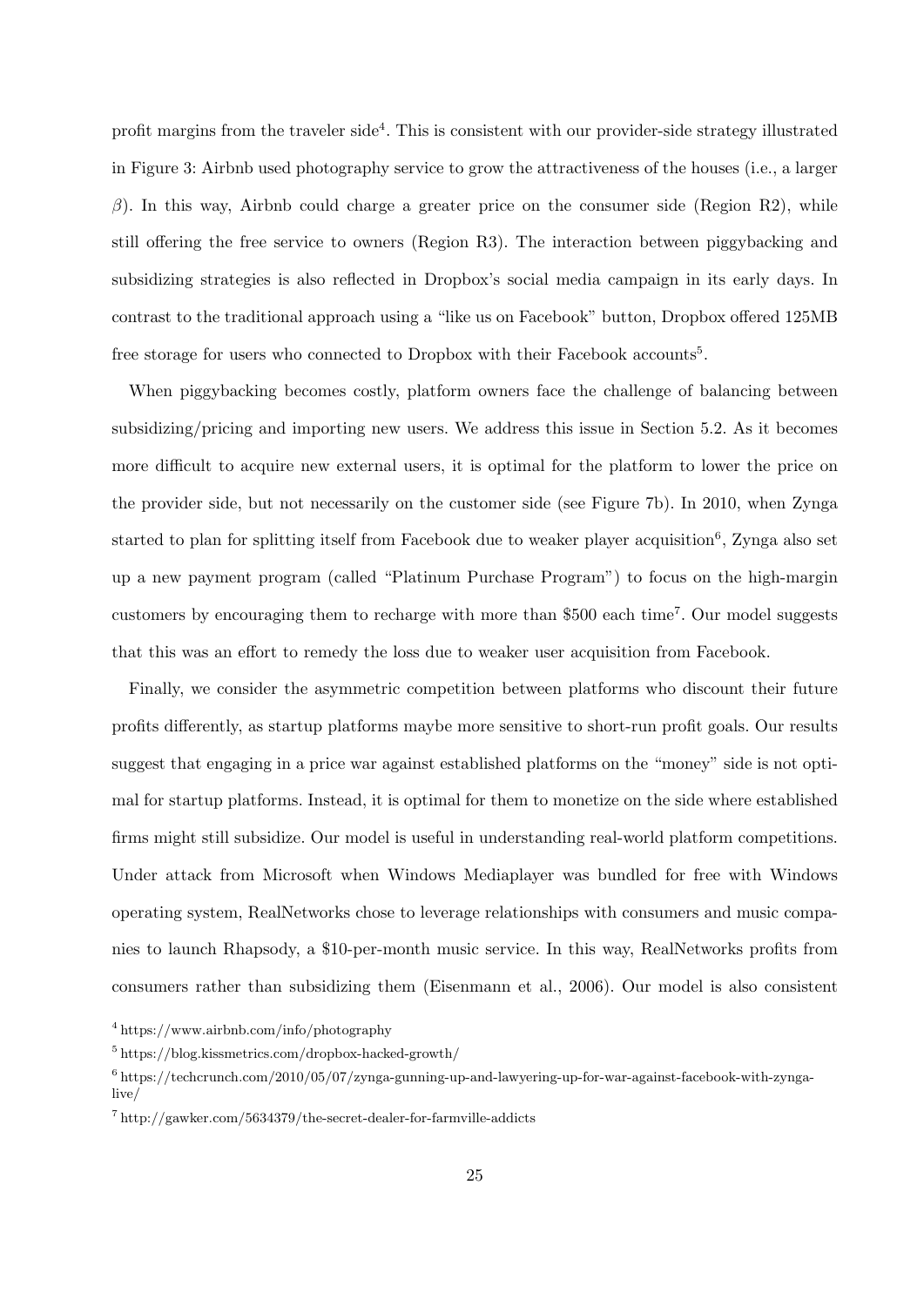profit margins from the traveler side[4]. This is consistent with our provider-side strategy illustrated in Figure 3: Airbnb used photography service to grow the attractiveness of the houses (i.e., a larger $\beta$). In this way, Airbnb could charge a greater price on the consumer side (Region R2), while still offering the free service to owners (Region R3). The interaction between piggybacking and subsidizing strategies is also reflected in Dropbox's social media campaign in its early days. In contrast to the traditional approach using a "like us on Facebook" button, Dropbox offered 125MB free storage for users who connected to Dropbox with their Facebook accounts[5].

When piggybacking becomes costly, platform owners face the challenge of balancing between subsidizing/pricing and importing new users. We address this issue in Section 5.2. As it becomes more difficult to acquire new external users, it is optimal for the platform to lower the price on the provider side, but not necessarily on the customer side (see Figure 7b). In 2010, when Zynga started to plan for splitting itself from Facebook due to weaker player acquisition[6], Zynga also set up a new payment program (called "Platinum Purchase Program") to focus on the high-margin customers by encouraging them to recharge with more than $500 each time[7]. Our model suggests that this was an effort to remedy the loss due to weaker user acquisition from Facebook.

Finally, we consider the asymmetric competition between platforms who discount their future profits differently, as startup platforms maybe more sensitive to short-run profit goals. Our results suggest that engaging in a price war against established platforms on the "money" side is not optimal for startup platforms. Instead, it is optimal for them to monetize on the side where established firms might still subsidize. Our model is useful in understanding real-world platform competitions. Under attack from Microsoft when Windows Mediaplayer was bundled for free with Windows operating system, RealNetworks chose to leverage relationships with consumers and music companies to launch Rhapsody, a $10-per-month music service. In this way, RealNetworks profits from consumers rather than subsidizing them (Eisenmann et al., 2006). Our model is also consistent

[4] https://www.airbnb.com/info/photography

[5] https://blog.kissmetrics.com/dropbox-hacked-growth/

[6] https://techcrunch.com/2010/05/07/zynga-gunning-up-and-lawyering-up-for-war-against-facebook-with-zynga-live/

[7] http://gawker.com/5634379/the-secret-dealer-for-farmville-addicts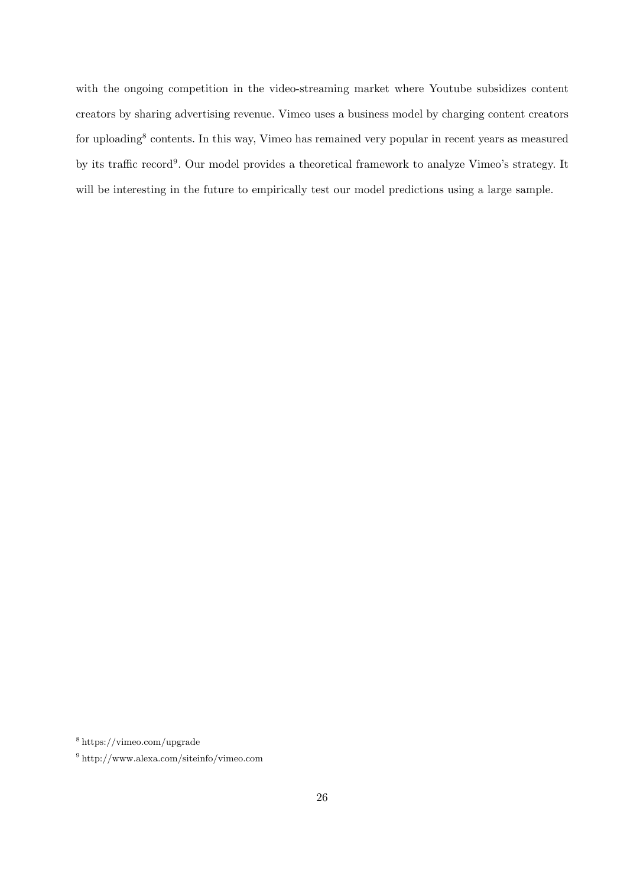with the ongoing competition in the video-streaming market where Youtube subsidizes content creators by sharing advertising revenue. Vimeo uses a business model by charging content creators for uploading[8] contents. In this way, Vimeo has remained very popular in recent years as measured by its traffic record[9]. Our model provides a theoretical framework to analyze Vimeo's strategy. It will be interesting in the future to empirically test our model predictions using a large sample.

[8] https://vimeo.com/upgrade

[9] http://www.alexa.com/siteinfo/vimeo.com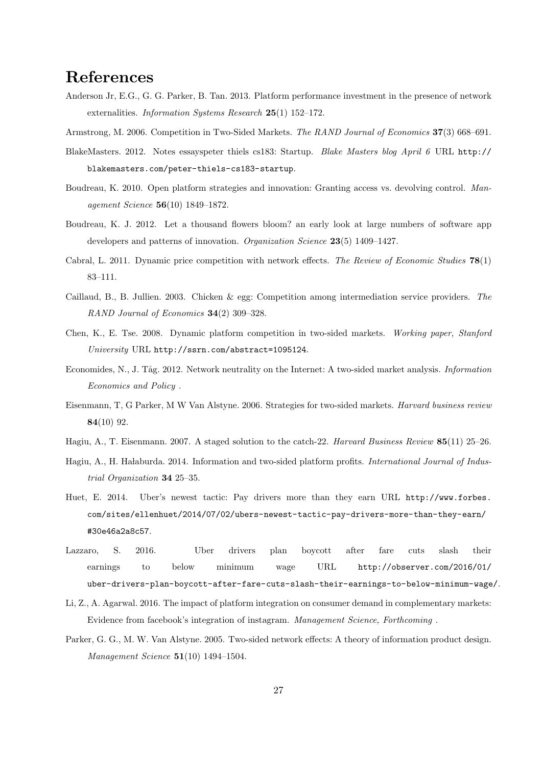# References

Anderson Jr, E.G., G. G. Parker, B. Tan. 2013. Platform performance investment in the presence of network externalities. *Information Systems Research* **25**(1) 152–172.

Armstrong, M. 2006. Competition in Two-Sided Markets. *The RAND Journal of Economics* **37**(3) 668–691.

BlakeMasters. 2012. Notes essayspeter thiels cs183: Startup. *Blake Masters blog April 6* URL `http://blakemasters.com/peter-thiels-cs183-startup`.

Boudreau, K. 2010. Open platform strategies and innovation: Granting access vs. devolving control. *Management Science* **56**(10) 1849–1872.

Boudreau, K. J. 2012. Let a thousand flowers bloom? an early look at large numbers of software app developers and patterns of innovation. *Organization Science* **23**(5) 1409–1427.

Cabral, L. 2011. Dynamic price competition with network effects. *The Review of Economic Studies* **78**(1) 83–111.

Caillaud, B., B. Jullien. 2003. Chicken & egg: Competition among intermediation service providers. *The RAND Journal of Economics* **34**(2) 309–328.

Chen, K., E. Tse. 2008. Dynamic platform competition in two-sided markets. *Working paper, Stanford University* URL `http://ssrn.com/abstract=1095124`.

Economides, N., J. Tåg. 2012. Network neutrality on the Internet: A two-sided market analysis. *Information Economics and Policy* .

Eisenmann, T, G Parker, M W Van Alstyne. 2006. Strategies for two-sided markets. *Harvard business review* **84**(10) 92.

Hagiu, A., T. Eisenmann. 2007. A staged solution to the catch-22. *Harvard Business Review* **85**(11) 25–26.

Hagiu, A., H. Hałaburda. 2014. Information and two-sided platform profits. *International Journal of Industrial Organization* **34** 25–35.

Huet, E. 2014. Uber's newest tactic: Pay drivers more than they earn URL `http://www.forbes.com/sites/ellenhuet/2014/07/02/ubers-newest-tactic-pay-drivers-more-than-they-earn/#30e46a2a8c57`.

Lazzaro, S. 2016. Uber drivers plan boycott after fare cuts slash their earnings to below minimum wage URL `http://observer.com/2016/01/uber-drivers-plan-boycott-after-fare-cuts-slash-their-earnings-to-below-minimum-wage/`.

Li, Z., A. Agarwal. 2016. The impact of platform integration on consumer demand in complementary markets: Evidence from facebook's integration of instagram. *Management Science, Forthcoming* .

Parker, G. G., M. W. Van Alstyne. 2005. Two-sided network effects: A theory of information product design. *Management Science* **51**(10) 1494–1504.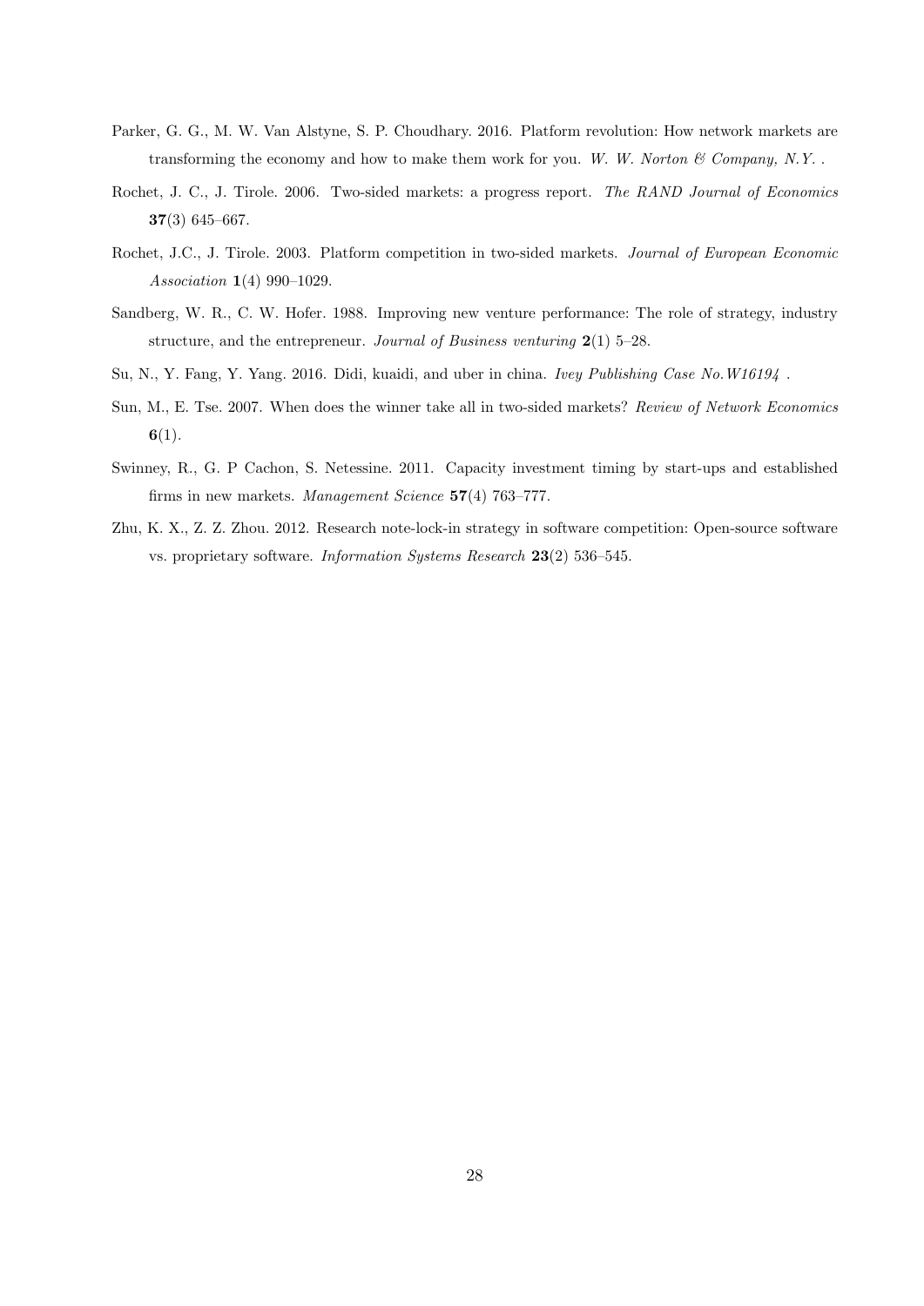Parker, G. G., M. W. Van Alstyne, S. P. Choudhary. 2016. Platform revolution: How network markets are transforming the economy and how to make them work for you. *W. W. Norton & Company, N.Y.* .

Rochet, J. C., J. Tirole. 2006. Two-sided markets: a progress report. *The RAND Journal of Economics* **37**(3) 645–667.

Rochet, J.C., J. Tirole. 2003. Platform competition in two-sided markets. *Journal of European Economic Association* **1**(4) 990–1029.

Sandberg, W. R., C. W. Hofer. 1988. Improving new venture performance: The role of strategy, industry structure, and the entrepreneur. *Journal of Business venturing* **2**(1) 5–28.

Su, N., Y. Fang, Y. Yang. 2016. Didi, kuaidi, and uber in china. *Ivey Publishing Case No.W16194* .

Sun, M., E. Tse. 2007. When does the winner take all in two-sided markets? *Review of Network Economics* **6**(1).

Swinney, R., G. P Cachon, S. Netessine. 2011. Capacity investment timing by start-ups and established firms in new markets. *Management Science* **57**(4) 763–777.

Zhu, K. X., Z. Z. Zhou. 2012. Research note-lock-in strategy in software competition: Open-source software vs. proprietary software. *Information Systems Research* **23**(2) 536–545.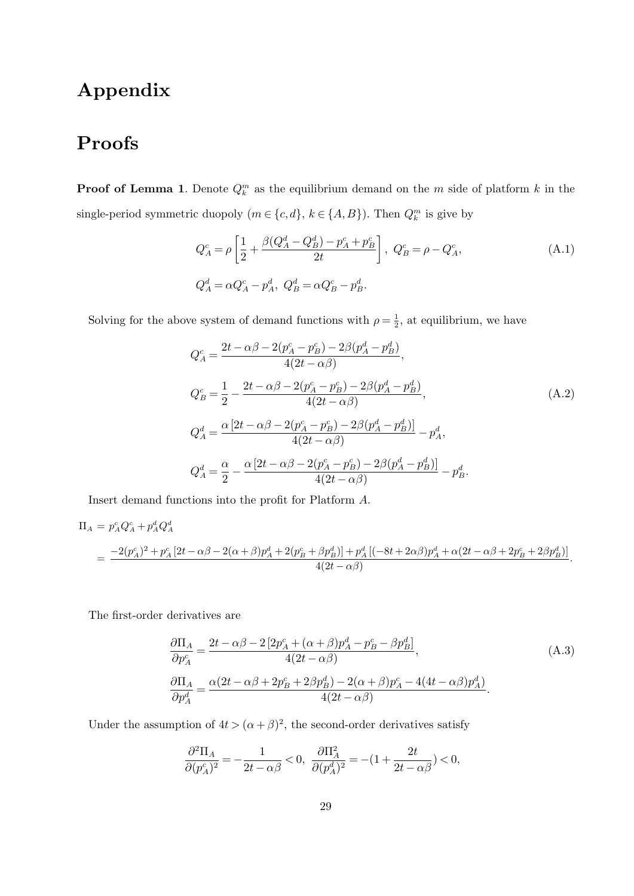# Appendix

# Proofs

**Proof of Lemma 1**. Denote $Q_k^m$ as the equilibrium demand on the $m$ side of platform $k$ in the single-period symmetric duopoly ($m \in \{c, d\}$, $k \in \{A, B\}$). Then $Q_k^m$ is give by

$$
\begin{aligned}
&Q_A^c = \rho\left[\frac{1}{2} + \frac{\beta(Q_A^d - Q_B^d) - p_A^c + p_B^c}{2t}\right],\ Q_B^c = \rho - Q_A^c, \\
&Q_A^d = \alpha Q_A^c - p_A^d,\ Q_B^d = \alpha Q_B^c - p_B^d.
\end{aligned} \tag{A.1}
$$

Solving for the above system of demand functions with $\rho = \frac{1}{2}$, at equilibrium, we have

$$
\begin{aligned}
&Q_A^c = \frac{2t - \alpha\beta - 2(p_A^c - p_B^c) - 2\beta(p_A^d - p_B^d)}{4(2t - \alpha\beta)}, \\
&Q_B^c = \frac{1}{2} - \frac{2t - \alpha\beta - 2(p_A^c - p_B^c) - 2\beta(p_A^d - p_B^d)}{4(2t - \alpha\beta)}, \\
&Q_A^d = \frac{\alpha\left[2t - \alpha\beta - 2(p_A^c - p_B^c) - 2\beta(p_A^d - p_B^d)\right]}{4(2t - \alpha\beta)} - p_A^d, \\
&Q_A^d = \frac{\alpha}{2} - \frac{\alpha\left[2t - \alpha\beta - 2(p_A^c - p_B^c) - 2\beta(p_A^d - p_B^d)\right]}{4(2t - \alpha\beta)} - p_B^d.
\end{aligned} \tag{A.2}
$$

Insert demand functions into the profit for Platform $A$.

$$
\begin{aligned}
\Pi_A &= p_A^c Q_A^c + p_A^d Q_A^d \\
&= \frac{-2(p_A^c)^2 + p_A^c\left[2t - \alpha\beta - 2(\alpha+\beta)p_A^d + 2(p_B^c + \beta p_B^d)\right] + p_A^d\left[(-8t + 2\alpha\beta)p_A^d + \alpha(2t - \alpha\beta + 2p_B^c + 2\beta p_B^d)\right]}{4(2t - \alpha\beta)}.
\end{aligned}
$$

The first-order derivatives are

$$
\begin{aligned}
&\frac{\partial \Pi_A}{\partial p_A^c} = \frac{2t - \alpha\beta - 2\left[2p_A^c + (\alpha+\beta)p_A^d - p_B^c - \beta p_B^d\right]}{4(2t - \alpha\beta)}, \\
&\frac{\partial \Pi_A}{\partial p_A^d} = \frac{\alpha(2t - \alpha\beta + 2p_B^c + 2\beta p_B^d) - 2(\alpha+\beta)p_A^c - 4(4t - \alpha\beta)p_A^d)}{4(2t - \alpha\beta)}.
\end{aligned} \tag{A.3}
$$

Under the assumption of $4t > (\alpha + \beta)^2$, the second-order derivatives satisfy

$$
\frac{\partial^2 \Pi_A}{\partial (p_A^c)^2} = -\frac{1}{2t - \alpha\beta} < 0,\ \frac{\partial \Pi_A^2}{\partial (p_A^d)^2} = -(1 + \frac{2t}{2t - \alpha\beta}) < 0,
$$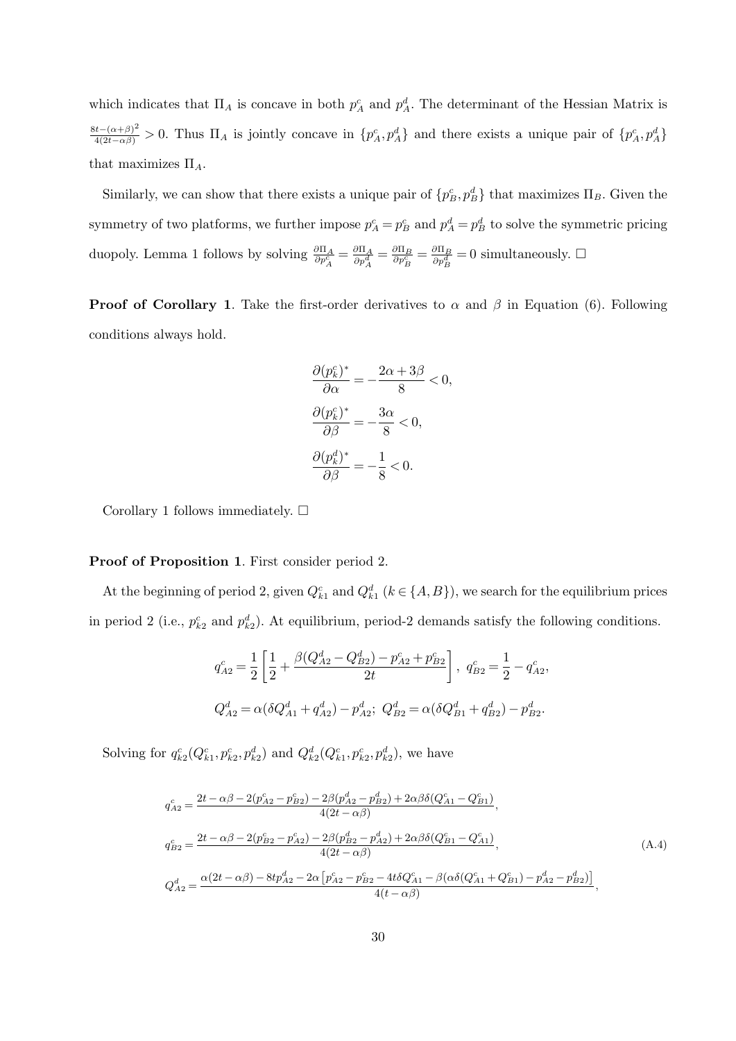which indicates that $\Pi_A$ is concave in both $p^c_A$ and $p^d_A$. The determinant of the Hessian Matrix is $\frac{8t-(\alpha+\beta)^2}{4(2t-\alpha\beta)} > 0$. Thus $\Pi_A$ is jointly concave in $\{p^c_A, p^d_A\}$ and there exists a unique pair of $\{p^c_A, p^d_A\}$ that maximizes $\Pi_A$.

Similarly, we can show that there exists a unique pair of $\{p^c_B, p^d_B\}$ that maximizes $\Pi_B$. Given the symmetry of two platforms, we further impose $p^c_A = p^c_B$ and $p^d_A = p^d_B$ to solve the symmetric pricing duopoly. Lemma 1 follows by solving $\frac{\partial \Pi_A}{\partial p^c_A} = \frac{\partial \Pi_A}{\partial p^d_A} = \frac{\partial \Pi_B}{\partial p^c_B} = \frac{\partial \Pi_B}{\partial p^d_B} = 0$ simultaneously. □

**Proof of Corollary 1**. Take the first-order derivatives to $\alpha$ and $\beta$ in Equation (6). Following conditions always hold.

$$\frac{\partial (p^c_k)^*}{\partial \alpha} = -\frac{2\alpha + 3\beta}{8} < 0,$$

$$\frac{\partial (p^c_k)^*}{\partial \beta} = -\frac{3\alpha}{8} < 0,$$

$$\frac{\partial (p^d_k)^*}{\partial \beta} = -\frac{1}{8} < 0.$$

Corollary 1 follows immediately. □

**Proof of Proposition 1**. First consider period 2.

At the beginning of period 2, given $Q^c_{k1}$ and $Q^d_{k1}$ ($k \in \{A, B\}$), we search for the equilibrium prices in period 2 (i.e., $p^c_{k2}$ and $p^d_{k2}$). At equilibrium, period-2 demands satisfy the following conditions.

$$q^c_{A2} = \frac{1}{2}\left[\frac{1}{2} + \frac{\beta(Q^d_{A2} - Q^d_{B2}) - p^c_{A2} + p^c_{B2}}{2t}\right],\ q^c_{B2} = \frac{1}{2} - q^c_{A2},$$

$$Q^d_{A2} = \alpha(\delta Q^d_{A1} + q^d_{A2}) - p^d_{A2};\ Q^d_{B2} = \alpha(\delta Q^d_{B1} + q^d_{B2}) - p^d_{B2}.$$

Solving for $q^c_{k2}(Q^c_{k1}, p^c_{k2}, p^d_{k2})$ and $Q^d_{k2}(Q^c_{k1}, p^c_{k2}, p^d_{k2})$, we have

$$\begin{aligned}
q^c_{A2} &= \frac{2t - \alpha\beta - 2(p^c_{A2} - p^c_{B2}) - 2\beta(p^d_{A2} - p^d_{B2}) + 2\alpha\beta\delta(Q^c_{A1} - Q^c_{B1})}{4(2t - \alpha\beta)}, \\
q^c_{B2} &= \frac{2t - \alpha\beta - 2(p^c_{B2} - p^c_{A2}) - 2\beta(p^d_{B2} - p^d_{A2}) + 2\alpha\beta\delta(Q^c_{B1} - Q^c_{A1})}{4(2t - \alpha\beta)}, \\
Q^d_{A2} &= \frac{\alpha(2t - \alpha\beta) - 8tp^d_{A2} - 2\alpha\left[p^c_{A2} - p^c_{B2} - 4t\delta Q^c_{A1} - \beta(\alpha\delta(Q^c_{A1} + Q^c_{B1}) - p^d_{A2} - p^d_{B2})\right]}{4(t - \alpha\beta)},
\end{aligned} \tag{A.4}$$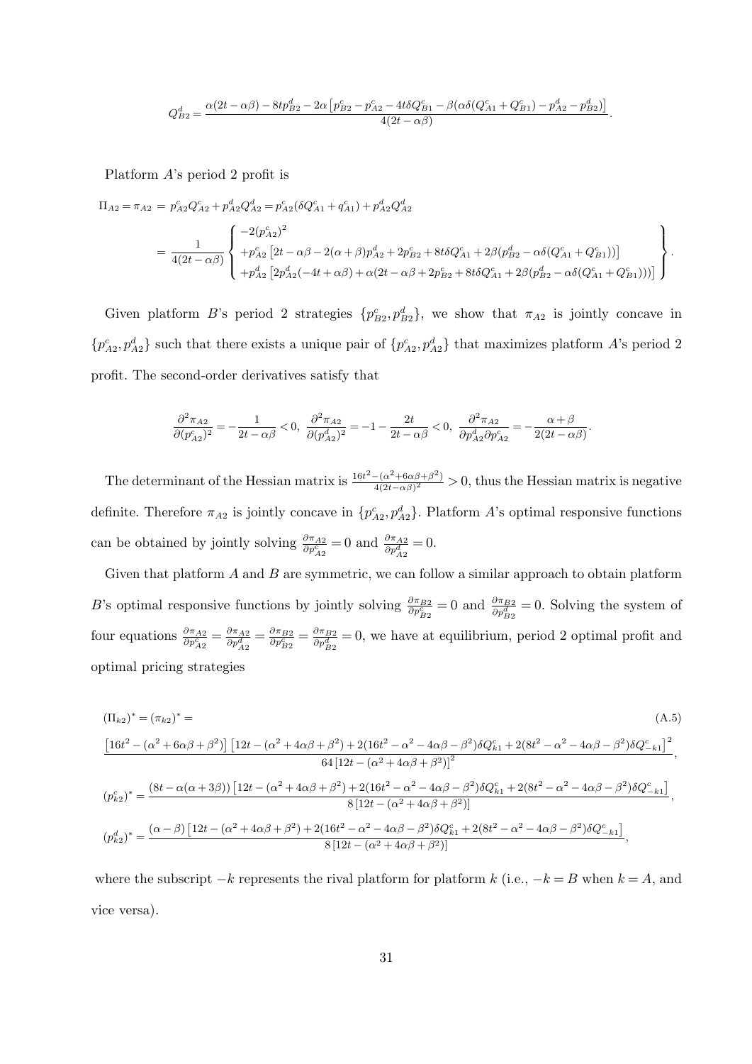$$Q^d_{B2} = \frac{\alpha(2t-\alpha\beta) - 8tp^d_{B2} - 2\alpha\left[p^c_{B2} - p^c_{A2} - 4t\delta Q^c_{B1} - \beta(\alpha\delta(Q^c_{A1}+Q^c_{B1}) - p^d_{A2} - p^d_{B2})\right]}{4(2t-\alpha\beta)}.$$

Platform $A$'s period 2 profit is

$$\begin{aligned}
\Pi_{A2} = \pi_{A2} &= p^c_{A2}Q^c_{A2} + p^d_{A2}Q^d_{A2} = p^c_{A2}(\delta Q^c_{A1} + q^c_{A1}) + p^d_{A2}Q^d_{A2} \\
&= \frac{1}{4(2t-\alpha\beta)}\left\{\begin{array}{l}
-2(p^c_{A2})^2 \\
+p^c_{A2}\left[2t - \alpha\beta - 2(\alpha+\beta)p^d_{A2} + 2p^c_{B2} + 8t\delta Q^c_{A1} + 2\beta(p^d_{B2} - \alpha\delta(Q^c_{A1}+Q^c_{B1}))\right] \\
+p^d_{A2}\left[2p^d_{A2}(-4t+\alpha\beta) + \alpha(2t - \alpha\beta + 2p^c_{B2} + 8t\delta Q^c_{A1} + 2\beta(p^d_{B2} - \alpha\delta(Q^c_{A1}+Q^c_{B1})))\right]
\end{array}\right\}.
\end{aligned}$$

Given platform $B$'s period 2 strategies $\{p^c_{B2}, p^d_{B2}\}$, we show that $\pi_{A2}$ is jointly concave in $\{p^c_{A2}, p^d_{A2}\}$ such that there exists a unique pair of $\{p^c_{A2}, p^d_{A2}\}$ that maximizes platform $A$'s period 2 profit. The second-order derivatives satisfy that

$$\frac{\partial^2 \pi_{A2}}{\partial (p^c_{A2})^2} = -\frac{1}{2t-\alpha\beta} < 0, \ \frac{\partial^2 \pi_{A2}}{\partial (p^d_{A2})^2} = -1 - \frac{2t}{2t-\alpha\beta} < 0, \ \frac{\partial^2 \pi_{A2}}{\partial p^d_{A2}\partial p^c_{A2}} = -\frac{\alpha+\beta}{2(2t-\alpha\beta)}.$$

The determinant of the Hessian matrix is $\frac{16t^2 - (\alpha^2+6\alpha\beta+\beta^2)}{4(2t-\alpha\beta)^2} > 0$, thus the Hessian matrix is negative definite. Therefore $\pi_{A2}$ is jointly concave in $\{p^c_{A2}, p^d_{A2}\}$. Platform $A$'s optimal responsive functions can be obtained by jointly solving $\frac{\partial \pi_{A2}}{\partial p^c_{A2}} = 0$ and $\frac{\partial \pi_{A2}}{\partial p^d_{A2}} = 0$.

Given that platform $A$ and $B$ are symmetric, we can follow a similar approach to obtain platform $B$'s optimal responsive functions by jointly solving $\frac{\partial \pi_{B2}}{\partial p^c_{B2}} = 0$ and $\frac{\partial \pi_{B2}}{\partial p^d_{B2}} = 0$. Solving the system of four equations $\frac{\partial \pi_{A2}}{\partial p^c_{A2}} = \frac{\partial \pi_{A2}}{\partial p^d_{A2}} = \frac{\partial \pi_{B2}}{\partial p^c_{B2}} = \frac{\partial \pi_{B2}}{\partial p^d_{B2}} = 0$, we have at equilibrium, period 2 optimal profit and optimal pricing strategies

$$\begin{aligned}
&(\Pi_{k2})^* = (\pi_{k2})^* = \qquad\qquad\qquad\qquad\qquad\qquad\qquad\qquad\qquad\qquad\qquad\qquad\qquad\qquad \text{(A.5)} \\
&\frac{\left[16t^2 - (\alpha^2+6\alpha\beta+\beta^2)\right]\left[12t - (\alpha^2+4\alpha\beta+\beta^2) + 2(16t^2-\alpha^2-4\alpha\beta-\beta^2)\delta Q^c_{k1} + 2(8t^2-\alpha^2-4\alpha\beta-\beta^2)\delta Q^c_{-k1}\right]^2}{64\left[12t - (\alpha^2+4\alpha\beta+\beta^2)\right]^2}, \\
&(p^c_{k2})^* = \frac{(8t - \alpha(\alpha+3\beta))\left[12t - (\alpha^2+4\alpha\beta+\beta^2) + 2(16t^2-\alpha^2-4\alpha\beta-\beta^2)\delta Q^c_{k1} + 2(8t^2-\alpha^2-4\alpha\beta-\beta^2)\delta Q^c_{-k1}\right]}{8\left[12t - (\alpha^2+4\alpha\beta+\beta^2)\right]}, \\
&(p^d_{k2})^* = \frac{(\alpha-\beta)\left[12t - (\alpha^2+4\alpha\beta+\beta^2) + 2(16t^2-\alpha^2-4\alpha\beta-\beta^2)\delta Q^c_{k1} + 2(8t^2-\alpha^2-4\alpha\beta-\beta^2)\delta Q^c_{-k1}\right]}{8\left[12t - (\alpha^2+4\alpha\beta+\beta^2)\right]},
\end{aligned}$$

where the subscript $-k$ represents the rival platform for platform $k$ (i.e., $-k = B$ when $k = A$, and vice versa).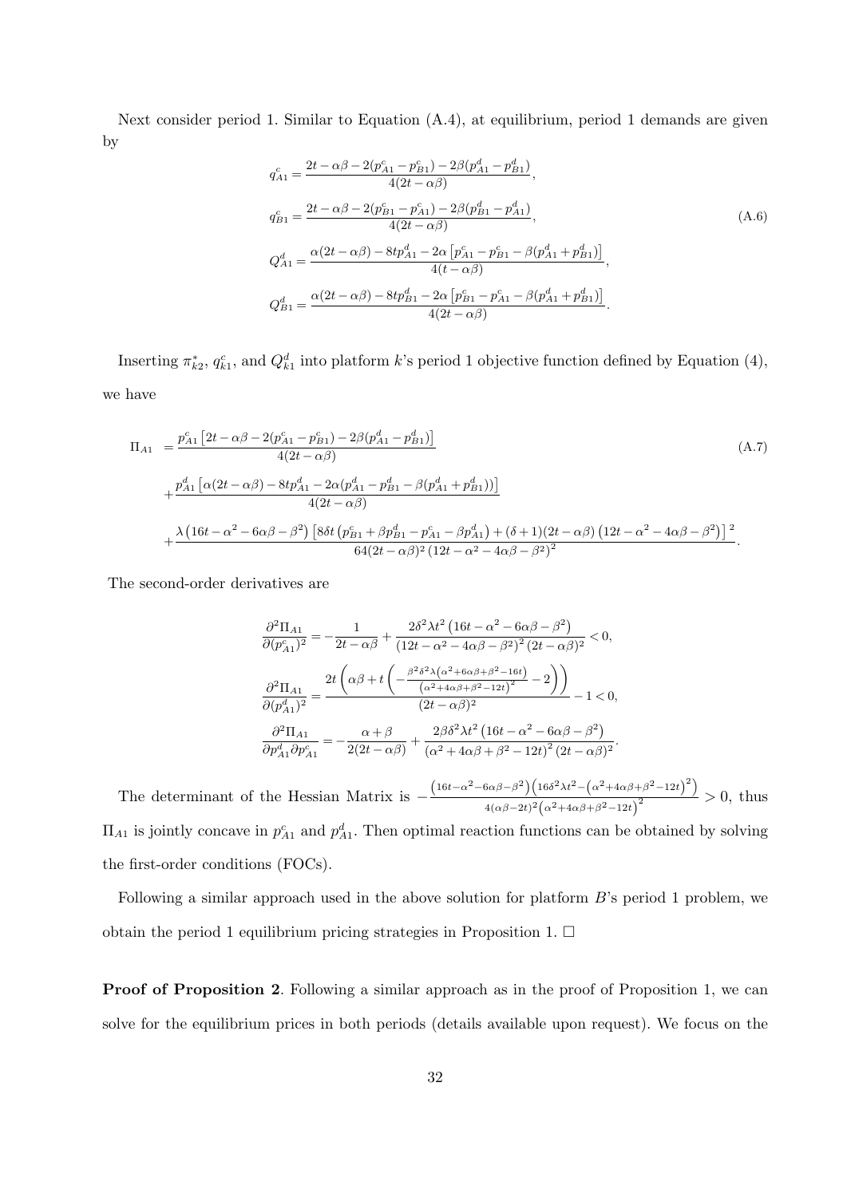Next consider period 1. Similar to Equation (A.4), at equilibrium, period 1 demands are given by

$$
\begin{aligned}
q^c_{A1} &= \frac{2t - \alpha\beta - 2(p^c_{A1} - p^c_{B1}) - 2\beta(p^d_{A1} - p^d_{B1})}{4(2t - \alpha\beta)}, \\
q^c_{B1} &= \frac{2t - \alpha\beta - 2(p^c_{B1} - p^c_{A1}) - 2\beta(p^d_{B1} - p^d_{A1})}{4(2t - \alpha\beta)}, \\
Q^d_{A1} &= \frac{\alpha(2t - \alpha\beta) - 8tp^d_{A1} - 2\alpha\left[p^c_{A1} - p^c_{B1} - \beta(p^d_{A1} + p^d_{B1})\right]}{4(t - \alpha\beta)}, \\
Q^d_{B1} &= \frac{\alpha(2t - \alpha\beta) - 8tp^d_{B1} - 2\alpha\left[p^c_{B1} - p^c_{A1} - \beta(p^d_{A1} + p^d_{B1})\right]}{4(2t - \alpha\beta)}.
\end{aligned}
\tag{A.6}
$$

Inserting $\pi^*_{k2}$, $q^c_{k1}$, and $Q^d_{k1}$ into platform $k$'s period 1 objective function defined by Equation (4), we have

$$
\begin{aligned}
\Pi_{A1} &= \frac{p^c_{A1}\left[2t - \alpha\beta - 2(p^c_{A1} - p^c_{B1}) - 2\beta(p^d_{A1} - p^d_{B1})\right]}{4(2t - \alpha\beta)} \\
&+ \frac{p^d_{A1}\left[\alpha(2t - \alpha\beta) - 8tp^d_{A1} - 2\alpha(p^d_{A1} - p^d_{B1} - \beta(p^d_{A1} + p^d_{B1}))\right]}{4(2t - \alpha\beta)} \\
&+ \frac{\lambda\left(16t - \alpha^2 - 6\alpha\beta - \beta^2\right)\left[8\delta t\left(p^c_{B1} + \beta p^d_{B1} - p^c_{A1} - \beta p^d_{A1}\right) + (\delta + 1)(2t - \alpha\beta)\left(12t - \alpha^2 - 4\alpha\beta - \beta^2\right)\right]^2}{64(2t - \alpha\beta)^2\left(12t - \alpha^2 - 4\alpha\beta - \beta^2\right)^2}.
\end{aligned}
\tag{A.7}
$$

The second-order derivatives are

$$
\begin{aligned}
\frac{\partial^2 \Pi_{A1}}{\partial (p^c_{A1})^2} &= -\frac{1}{2t - \alpha\beta} + \frac{2\delta^2\lambda t^2\left(16t - \alpha^2 - 6\alpha\beta - \beta^2\right)}{\left(12t - \alpha^2 - 4\alpha\beta - \beta^2\right)^2(2t - \alpha\beta)^2} < 0, \\
\frac{\partial^2 \Pi_{A1}}{\partial (p^d_{A1})^2} &= \frac{2t\left(\alpha\beta + t\left(-\frac{\beta^2\delta^2\lambda\left(\alpha^2 + 6\alpha\beta + \beta^2 - 16t\right)}{\left(\alpha^2 + 4\alpha\beta + \beta^2 - 12t\right)^2} - 2\right)\right)}{(2t - \alpha\beta)^2} - 1 < 0, \\
\frac{\partial^2 \Pi_{A1}}{\partial p^d_{A1}\partial p^c_{A1}} &= -\frac{\alpha + \beta}{2(2t - \alpha\beta)} + \frac{2\beta\delta^2\lambda t^2\left(16t - \alpha^2 - 6\alpha\beta - \beta^2\right)}{\left(\alpha^2 + 4\alpha\beta + \beta^2 - 12t\right)^2(2t - \alpha\beta)^2}.
\end{aligned}
$$

The determinant of the Hessian Matrix is $-\frac{\left(16t - \alpha^2 - 6\alpha\beta - \beta^2\right)\left(16\delta^2\lambda t^2 - \left(\alpha^2 + 4\alpha\beta + \beta^2 - 12t\right)^2\right)}{4(\alpha\beta - 2t)^2\left(\alpha^2 + 4\alpha\beta + \beta^2 - 12t\right)^2} > 0$, thus $\Pi_{A1}$ is jointly concave in $p^c_{A1}$ and $p^d_{A1}$. Then optimal reaction functions can be obtained by solving the first-order conditions (FOCs).

Following a similar approach used in the above solution for platform $B$'s period 1 problem, we obtain the period 1 equilibrium pricing strategies in Proposition 1. $\square$

**Proof of Proposition 2**. Following a similar approach as in the proof of Proposition 1, we can solve for the equilibrium prices in both periods (details available upon request). We focus on the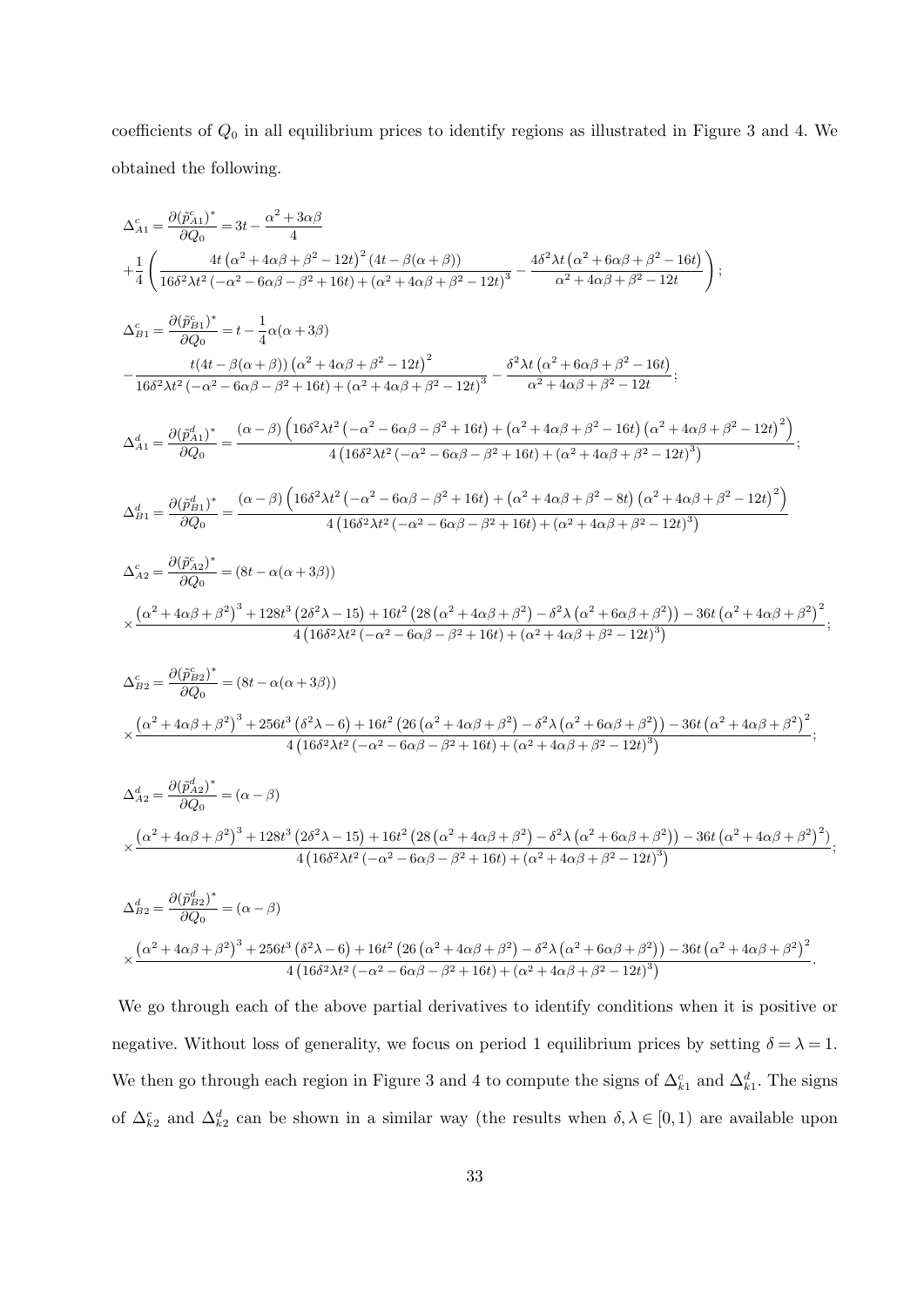coefficients of $Q_0$ in all equilibrium prices to identify regions as illustrated in Figure 3 and 4. We obtained the following.

$$
\Delta_{A1}^{c}=\frac{\partial(\tilde{p}_{A1}^{c})^{*}}{\partial Q_0}=3t-\frac{\alpha^2+3\alpha\beta}{4}
$$
$$
+\frac{1}{4}\left(\frac{4t\left(\alpha^2+4\alpha\beta+\beta^2-12t\right)^2\left(4t-\beta(\alpha+\beta)\right)}{16\delta^2\lambda t^2\left(-\alpha^2-6\alpha\beta-\beta^2+16t\right)+\left(\alpha^2+4\alpha\beta+\beta^2-12t\right)^3}-\frac{4\delta^2\lambda t\left(\alpha^2+6\alpha\beta+\beta^2-16t\right)}{\alpha^2+4\alpha\beta+\beta^2-12t}\right);
$$

$$
\Delta_{B1}^{c}=\frac{\partial(\tilde{p}_{B1}^{c})^{*}}{\partial Q_0}=t-\frac{1}{4}\alpha(\alpha+3\beta)
$$
$$
-\frac{t(4t-\beta(\alpha+\beta))\left(\alpha^2+4\alpha\beta+\beta^2-12t\right)^2}{16\delta^2\lambda t^2\left(-\alpha^2-6\alpha\beta-\beta^2+16t\right)+\left(\alpha^2+4\alpha\beta+\beta^2-12t\right)^3}-\frac{\delta^2\lambda t\left(\alpha^2+6\alpha\beta+\beta^2-16t\right)}{\alpha^2+4\alpha\beta+\beta^2-12t};
$$

$$
\Delta_{A1}^{d}=\frac{\partial(\tilde{p}_{A1}^{d})^{*}}{\partial Q_0}=\frac{(\alpha-\beta)\left(16\delta^2\lambda t^2\left(-\alpha^2-6\alpha\beta-\beta^2+16t\right)+\left(\alpha^2+4\alpha\beta+\beta^2-16t\right)\left(\alpha^2+4\alpha\beta+\beta^2-12t\right)^2\right)}{4\left(16\delta^2\lambda t^2\left(-\alpha^2-6\alpha\beta-\beta^2+16t\right)+\left(\alpha^2+4\alpha\beta+\beta^2-12t\right)^3\right)};
$$

$$
\Delta_{B1}^{d}=\frac{\partial(\tilde{p}_{B1}^{d})^{*}}{\partial Q_0}=\frac{(\alpha-\beta)\left(16\delta^2\lambda t^2\left(-\alpha^2-6\alpha\beta-\beta^2+16t\right)+\left(\alpha^2+4\alpha\beta+\beta^2-8t\right)\left(\alpha^2+4\alpha\beta+\beta^2-12t\right)^2\right)}{4\left(16\delta^2\lambda t^2\left(-\alpha^2-6\alpha\beta-\beta^2+16t\right)+\left(\alpha^2+4\alpha\beta+\beta^2-12t\right)^3\right)}
$$

$$
\Delta_{A2}^{c}=\frac{\partial(\tilde{p}_{A2}^{c})^{*}}{\partial Q_0}=(8t-\alpha(\alpha+3\beta))
$$
$$
\times\frac{\left(\alpha^2+4\alpha\beta+\beta^2\right)^3+128t^3\left(2\delta^2\lambda-15\right)+16t^2\left(28\left(\alpha^2+4\alpha\beta+\beta^2\right)-\delta^2\lambda\left(\alpha^2+6\alpha\beta+\beta^2\right)\right)-36t\left(\alpha^2+4\alpha\beta+\beta^2\right)^2}{4\left(16\delta^2\lambda t^2\left(-\alpha^2-6\alpha\beta-\beta^2+16t\right)+\left(\alpha^2+4\alpha\beta+\beta^2-12t\right)^3\right)};
$$

$$
\Delta_{B2}^{c}=\frac{\partial(\tilde{p}_{B2}^{c})^{*}}{\partial Q_0}=(8t-\alpha(\alpha+3\beta))
$$
$$
\times\frac{\left(\alpha^2+4\alpha\beta+\beta^2\right)^3+256t^3\left(\delta^2\lambda-6\right)+16t^2\left(26\left(\alpha^2+4\alpha\beta+\beta^2\right)-\delta^2\lambda\left(\alpha^2+6\alpha\beta+\beta^2\right)\right)-36t\left(\alpha^2+4\alpha\beta+\beta^2\right)^2}{4\left(16\delta^2\lambda t^2\left(-\alpha^2-6\alpha\beta-\beta^2+16t\right)+\left(\alpha^2+4\alpha\beta+\beta^2-12t\right)^3\right)};
$$

$$
\Delta_{A2}^{d}=\frac{\partial(\tilde{p}_{A2}^{d})^{*}}{\partial Q_0}=(\alpha-\beta)
$$
$$
\times\frac{\left(\alpha^2+4\alpha\beta+\beta^2\right)^3+128t^3\left(2\delta^2\lambda-15\right)+16t^2\left(28\left(\alpha^2+4\alpha\beta+\beta^2\right)-\delta^2\lambda\left(\alpha^2+6\alpha\beta+\beta^2\right)\right)-36t\left(\alpha^2+4\alpha\beta+\beta^2\right)^2\big)}{4\left(16\delta^2\lambda t^2\left(-\alpha^2-6\alpha\beta-\beta^2+16t\right)+\left(\alpha^2+4\alpha\beta+\beta^2-12t\right)^3\right)};
$$

$$
\Delta_{B2}^{d}=\frac{\partial(\tilde{p}_{B2}^{d})^{*}}{\partial Q_0}=(\alpha-\beta)
$$
$$
\times\frac{\left(\alpha^2+4\alpha\beta+\beta^2\right)^3+256t^3\left(\delta^2\lambda-6\right)+16t^2\left(26\left(\alpha^2+4\alpha\beta+\beta^2\right)-\delta^2\lambda\left(\alpha^2+6\alpha\beta+\beta^2\right)\right)-36t\left(\alpha^2+4\alpha\beta+\beta^2\right)^2}{4\left(16\delta^2\lambda t^2\left(-\alpha^2-6\alpha\beta-\beta^2+16t\right)+\left(\alpha^2+4\alpha\beta+\beta^2-12t\right)^3\right)}.
$$

We go through each of the above partial derivatives to identify conditions when it is positive or negative. Without loss of generality, we focus on period 1 equilibrium prices by setting $\delta=\lambda=1$. We then go through each region in Figure 3 and 4 to compute the signs of $\Delta_{k1}^{c}$ and $\Delta_{k1}^{d}$. The signs of $\Delta_{k2}^{c}$ and $\Delta_{k2}^{d}$ can be shown in a similar way (the results when $\delta,\lambda\in[0,1)$ are available upon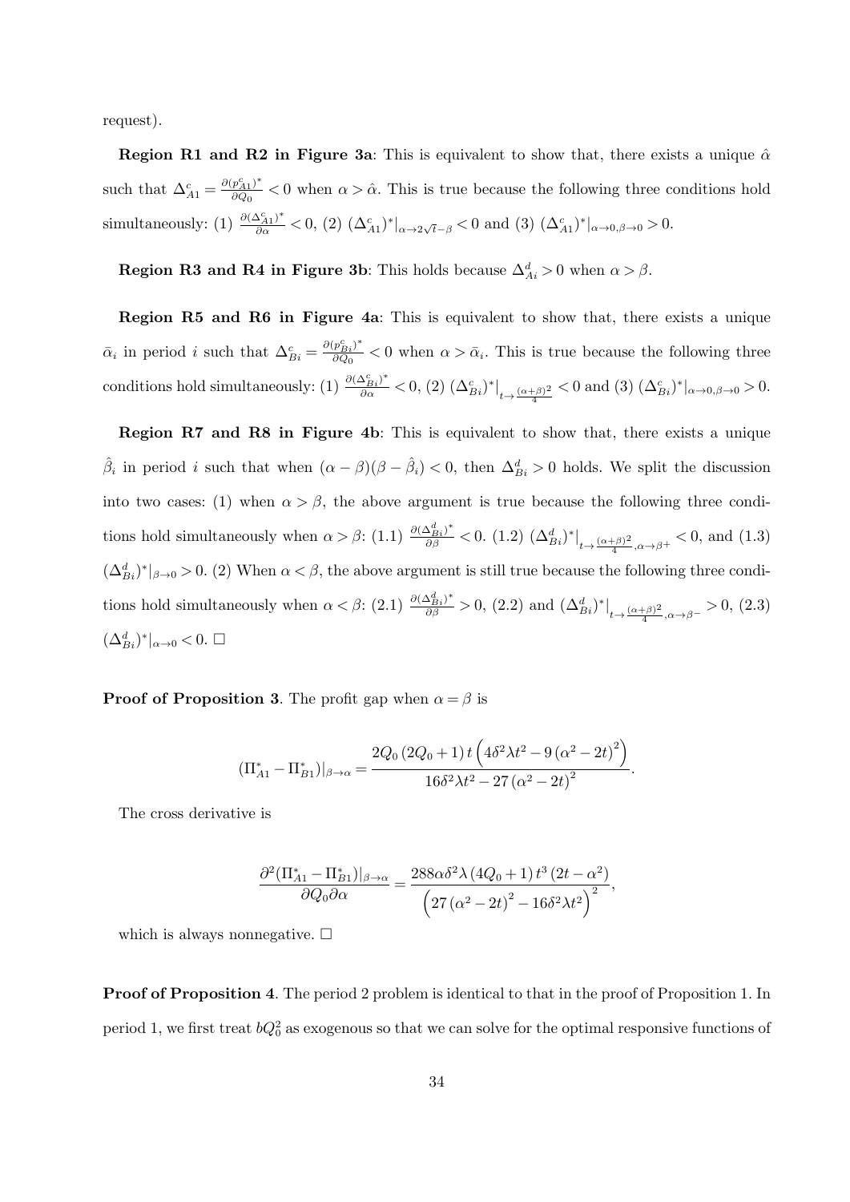request).

**Region R1 and R2 in Figure 3a**: This is equivalent to show that, there exists a unique $\hat{\alpha}$ such that $\Delta^c_{A1} = \frac{\partial (p^c_{A1})^*}{\partial Q_0} < 0$ when $\alpha > \hat{\alpha}$. This is true because the following three conditions hold simultaneously: (1) $\frac{\partial (\Delta^c_{A1})^*}{\partial \alpha} < 0$, (2) $(\Delta^c_{A1})^*|_{\alpha \to 2\sqrt{t} - \beta} < 0$ and (3) $(\Delta^c_{A1})^*|_{\alpha \to 0, \beta \to 0} > 0$.

**Region R3 and R4 in Figure 3b**: This holds because $\Delta^d_{Ai} > 0$ when $\alpha > \beta$.

**Region R5 and R6 in Figure 4a**: This is equivalent to show that, there exists a unique $\bar{\alpha}_i$ in period $i$ such that $\Delta^c_{Bi} = \frac{\partial (p^c_{Bi})^*}{\partial Q_0} < 0$ when $\alpha > \bar{\alpha}_i$. This is true because the following three conditions hold simultaneously: (1) $\frac{\partial (\Delta^c_{Bi})^*}{\partial \alpha} < 0$, (2) $(\Delta^c_{Bi})^*|_{t \to \frac{(\alpha+\beta)^2}{4}} < 0$ and (3) $(\Delta^c_{Bi})^*|_{\alpha \to 0, \beta \to 0} > 0$.

**Region R7 and R8 in Figure 4b**: This is equivalent to show that, there exists a unique $\hat{\beta}_i$ in period $i$ such that when $(\alpha - \beta)(\beta - \hat{\beta}_i) < 0$, then $\Delta^d_{Bi} > 0$ holds. We split the discussion into two cases: (1) when $\alpha > \beta$, the above argument is true because the following three conditions hold simultaneously when $\alpha > \beta$: (1.1) $\frac{\partial (\Delta^d_{Bi})^*}{\partial \beta} < 0$. (1.2) $(\Delta^d_{Bi})^*|_{t \to \frac{(\alpha+\beta)^2}{4}, \alpha \to \beta^+} < 0$, and (1.3) $(\Delta^d_{Bi})^*|_{\beta \to 0} > 0$. (2) When $\alpha < \beta$, the above argument is still true because the following three conditions hold simultaneously when $\alpha < \beta$: (2.1) $\frac{\partial (\Delta^d_{Bi})^*}{\partial \beta} > 0$, (2.2) and $(\Delta^d_{Bi})^*|_{t \to \frac{(\alpha+\beta)^2}{4}, \alpha \to \beta^-} > 0$, (2.3) $(\Delta^d_{Bi})^*|_{\alpha \to 0} < 0$. $\square$

**Proof of Proposition 3**. The profit gap when $\alpha = \beta$ is

$$(\Pi^*_{A1} - \Pi^*_{B1})|_{\beta \to \alpha} = \frac{2Q_0 (2Q_0 + 1) t \left(4\delta^2 \lambda t^2 - 9 (\alpha^2 - 2t)^2\right)}{16\delta^2 \lambda t^2 - 27 (\alpha^2 - 2t)^2}.$$

The cross derivative is

$$\frac{\partial^2 (\Pi^*_{A1} - \Pi^*_{B1})|_{\beta \to \alpha}}{\partial Q_0 \partial \alpha} = \frac{288 \alpha \delta^2 \lambda (4Q_0 + 1) t^3 (2t - \alpha^2)}{\left(27 (\alpha^2 - 2t)^2 - 16\delta^2 \lambda t^2\right)^2},$$

which is always nonnegative. $\square$

**Proof of Proposition 4**. The period 2 problem is identical to that in the proof of Proposition 1. In period 1, we first treat $bQ_0^2$ as exogenous so that we can solve for the optimal responsive functions of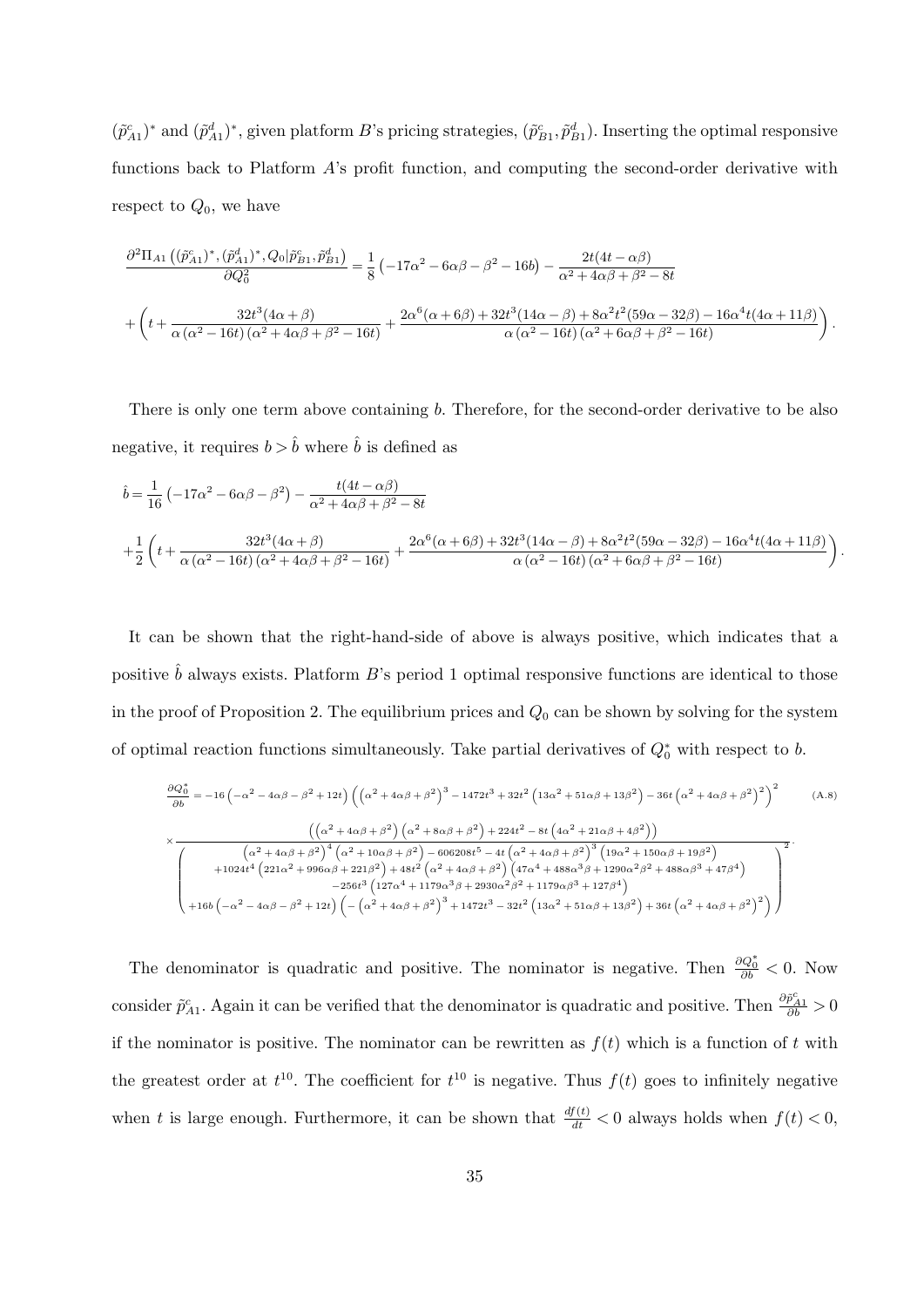$(\tilde{p}^c_{A1})^*$ and $(\tilde{p}^d_{A1})^*$, given platform $B$'s pricing strategies, $(\tilde{p}^c_{B1}, \tilde{p}^d_{B1})$. Inserting the optimal responsive functions back to Platform $A$'s profit function, and computing the second-order derivative with respect to $Q_0$, we have

$$
\frac{\partial^2 \Pi_{A1}\left((\tilde{p}^c_{A1})^*, (\tilde{p}^d_{A1})^*, Q_0|\tilde{p}^c_{B1}, \tilde{p}^d_{B1}\right)}{\partial Q_0^2} = \frac{1}{8}\left(-17\alpha^2 - 6\alpha\beta - \beta^2 - 16b\right) - \frac{2t(4t-\alpha\beta)}{\alpha^2+4\alpha\beta+\beta^2-8t}
$$

$$
+\left(t + \frac{32t^3(4\alpha+\beta)}{\alpha\left(\alpha^2-16t\right)\left(\alpha^2+4\alpha\beta+\beta^2-16t\right)} + \frac{2\alpha^6(\alpha+6\beta)+32t^3(14\alpha-\beta)+8\alpha^2t^2(59\alpha-32\beta)-16\alpha^4t(4\alpha+11\beta)}{\alpha\left(\alpha^2-16t\right)\left(\alpha^2+6\alpha\beta+\beta^2-16t\right)}\right).
$$

There is only one term above containing $b$. Therefore, for the second-order derivative to be also negative, it requires $b > \hat{b}$ where $\hat{b}$ is defined as

$$
\hat{b} = \frac{1}{16}\left(-17\alpha^2 - 6\alpha\beta - \beta^2\right) - \frac{t(4t-\alpha\beta)}{\alpha^2+4\alpha\beta+\beta^2-8t}
$$

$$
+\frac{1}{2}\left(t + \frac{32t^3(4\alpha+\beta)}{\alpha\left(\alpha^2-16t\right)\left(\alpha^2+4\alpha\beta+\beta^2-16t\right)} + \frac{2\alpha^6(\alpha+6\beta)+32t^3(14\alpha-\beta)+8\alpha^2t^2(59\alpha-32\beta)-16\alpha^4t(4\alpha+11\beta)}{\alpha\left(\alpha^2-16t\right)\left(\alpha^2+6\alpha\beta+\beta^2-16t\right)}\right).
$$

It can be shown that the right-hand-side of above is always positive, which indicates that a positive $\hat{b}$ always exists. Platform $B$'s period 1 optimal responsive functions are identical to those in the proof of Proposition 2. The equilibrium prices and $Q_0$ can be shown by solving for the system of optimal reaction functions simultaneously. Take partial derivatives of $Q_0^*$ with respect to $b$.

$$
\frac{\partial Q_0^*}{\partial b} = -16\left(-\alpha^2-4\alpha\beta-\beta^2+12t\right)\left(\left(\alpha^2+4\alpha\beta+\beta^2\right)^3 - 1472t^3 + 32t^2\left(13\alpha^2+51\alpha\beta+13\beta^2\right) - 36t\left(\alpha^2+4\alpha\beta+\beta^2\right)^2\right)^2 \tag{A.8}
$$

$$
\times \frac{\left(\left(\alpha^2+4\alpha\beta+\beta^2\right)\left(\alpha^2+8\alpha\beta+\beta^2\right)+224t^2-8t\left(4\alpha^2+21\alpha\beta+4\beta^2\right)\right)}{\left(\begin{array}{c}\left(\alpha^2+4\alpha\beta+\beta^2\right)^4\left(\alpha^2+10\alpha\beta+\beta^2\right) - 606208t^5 - 4t\left(\alpha^2+4\alpha\beta+\beta^2\right)^3\left(19\alpha^2+150\alpha\beta+19\beta^2\right) \\ +1024t^4\left(221\alpha^2+996\alpha\beta+221\beta^2\right)+48t^2\left(\alpha^2+4\alpha\beta+\beta^2\right)\left(47\alpha^4+488\alpha^3\beta+1290\alpha^2\beta^2+488\alpha\beta^3+47\beta^4\right) \\ -256t^3\left(127\alpha^4+1179\alpha^3\beta+2930\alpha^2\beta^2+1179\alpha\beta^3+127\beta^4\right) \\ +16b\left(-\alpha^2-4\alpha\beta-\beta^2+12t\right)\left(-\left(\alpha^2+4\alpha\beta+\beta^2\right)^3+1472t^3-32t^2\left(13\alpha^2+51\alpha\beta+13\beta^2\right)+36t\left(\alpha^2+4\alpha\beta+\beta^2\right)^2\right)\end{array}\right)^2}.
$$

The denominator is quadratic and positive. The nominator is negative. Then $\frac{\partial Q_0^*}{\partial b} < 0$. Now consider $\tilde{p}^c_{A1}$. Again it can be verified that the denominator is quadratic and positive. Then $\frac{\partial \tilde{p}^c_{A1}}{\partial b} > 0$ if the nominator is positive. The nominator can be rewritten as $f(t)$ which is a function of $t$ with the greatest order at $t^{10}$. The coefficient for $t^{10}$ is negative. Thus $f(t)$ goes to infinitely negative when $t$ is large enough. Furthermore, it can be shown that $\frac{df(t)}{dt} < 0$ always holds when $f(t) < 0$,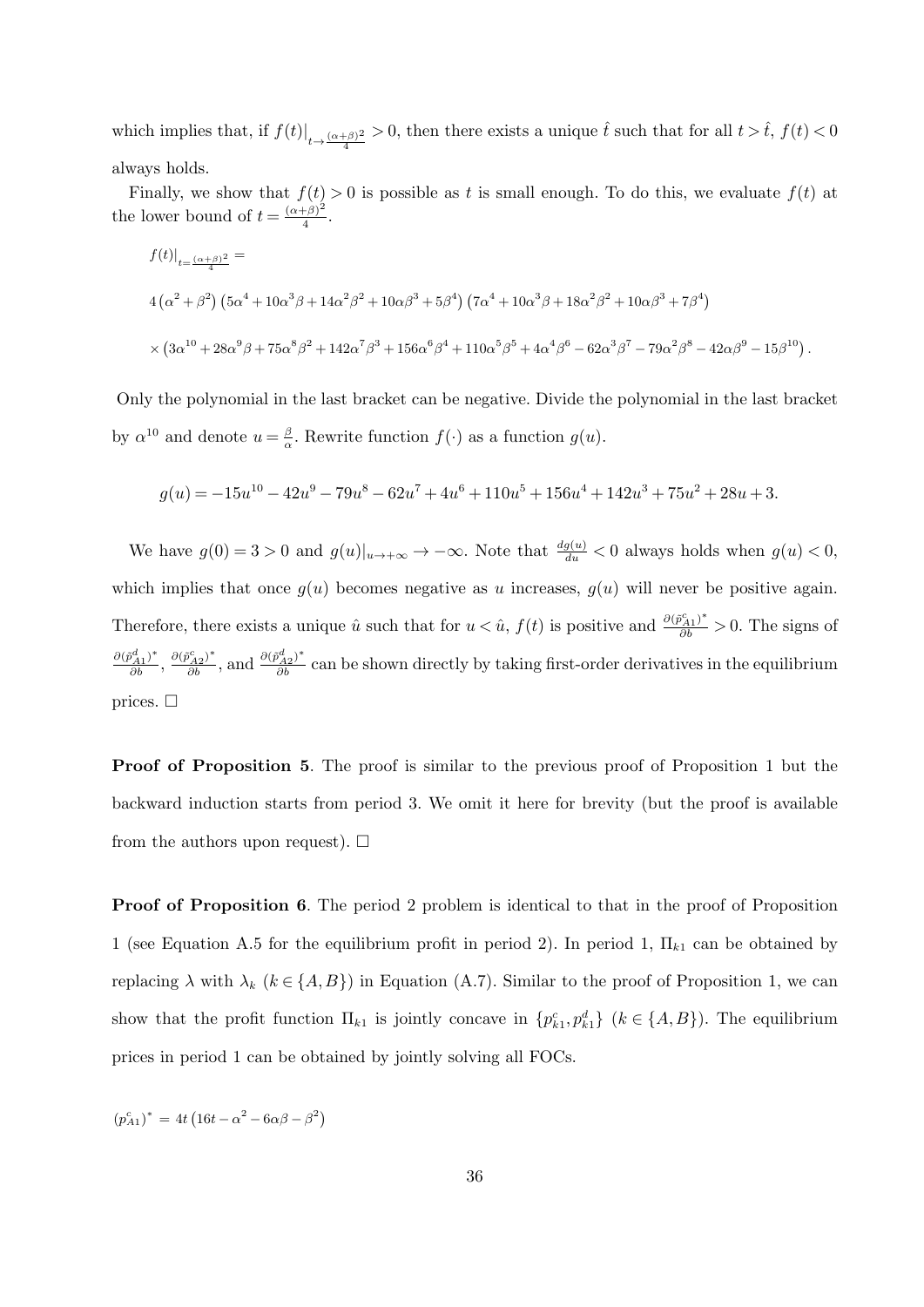which implies that, if $f(t)|_{t\to\frac{(\alpha+\beta)^2}{4}} > 0$, then there exists a unique $\hat{t}$ such that for all $t > \hat{t}$, $f(t) < 0$ always holds.

Finally, we show that $f(t) > 0$ is possible as $t$ is small enough. To do this, we evaluate $f(t)$ at the lower bound of $t = \frac{(\alpha+\beta)^2}{4}$.

$$f(t)|_{t=\frac{(\alpha+\beta)^2}{4}} =$$

$$4\left(\alpha^2+\beta^2\right)\left(5\alpha^4+10\alpha^3\beta+14\alpha^2\beta^2+10\alpha\beta^3+5\beta^4\right)\left(7\alpha^4+10\alpha^3\beta+18\alpha^2\beta^2+10\alpha\beta^3+7\beta^4\right)$$

$$\times\left(3\alpha^{10}+28\alpha^9\beta+75\alpha^8\beta^2+142\alpha^7\beta^3+156\alpha^6\beta^4+110\alpha^5\beta^5+4\alpha^4\beta^6-62\alpha^3\beta^7-79\alpha^2\beta^8-42\alpha\beta^9-15\beta^{10}\right).$$

Only the polynomial in the last bracket can be negative. Divide the polynomial in the last bracket by $\alpha^{10}$ and denote $u = \frac{\beta}{\alpha}$. Rewrite function $f(\cdot)$ as a function $g(u)$.

$$g(u) = -15u^{10} - 42u^9 - 79u^8 - 62u^7 + 4u^6 + 110u^5 + 156u^4 + 142u^3 + 75u^2 + 28u + 3.$$

We have $g(0) = 3 > 0$ and $g(u)|_{u\to+\infty} \to -\infty$. Note that $\frac{dg(u)}{du} < 0$ always holds when $g(u) < 0$, which implies that once $g(u)$ becomes negative as $u$ increases, $g(u)$ will never be positive again. Therefore, there exists a unique $\hat{u}$ such that for $u < \hat{u}$, $f(t)$ is positive and $\frac{\partial(\tilde{p}^c_{A1})^*}{\partial b} > 0$. The signs of $\frac{\partial(\tilde{p}^d_{A1})^*}{\partial b}$, $\frac{\partial(\tilde{p}^c_{A2})^*}{\partial b}$, and $\frac{\partial(\tilde{p}^d_{A2})^*}{\partial b}$ can be shown directly by taking first-order derivatives in the equilibrium prices. $\square$

**Proof of Proposition 5**. The proof is similar to the previous proof of Proposition 1 but the backward induction starts from period 3. We omit it here for brevity (but the proof is available from the authors upon request). $\square$

**Proof of Proposition 6**. The period 2 problem is identical to that in the proof of Proposition 1 (see Equation A.5 for the equilibrium profit in period 2). In period 1, $\Pi_{k1}$ can be obtained by replacing $\lambda$ with $\lambda_k$ ($k \in \{A, B\}$) in Equation (A.7). Similar to the proof of Proposition 1, we can show that the profit function $\Pi_{k1}$ is jointly concave in $\{p^c_{k1}, p^d_{k1}\}$ ($k \in \{A, B\}$). The equilibrium prices in period 1 can be obtained by jointly solving all FOCs.

$$(p^c_{A1})^* = 4t\left(16t - \alpha^2 - 6\alpha\beta - \beta^2\right)$$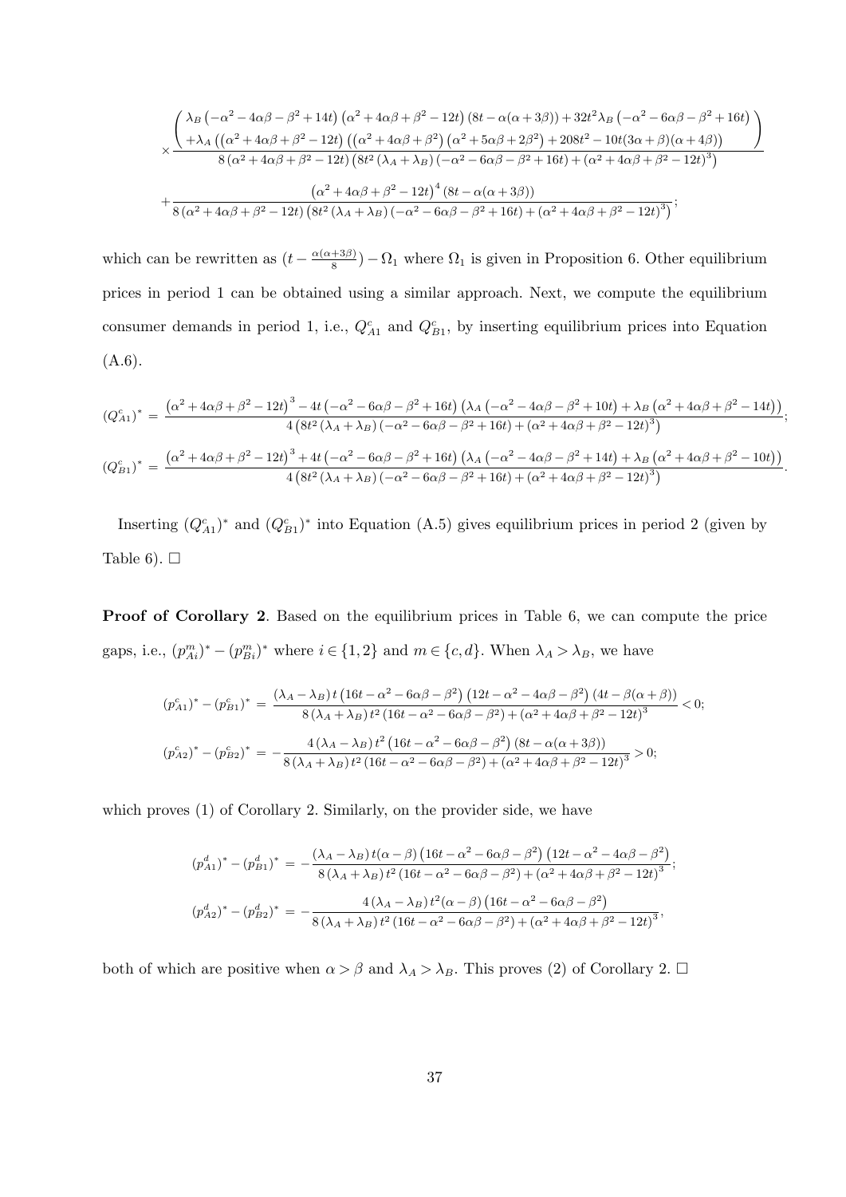$$
\times \frac{\begin{pmatrix} \lambda_B\left(-\alpha^2-4\alpha\beta-\beta^2+14t\right)\left(\alpha^2+4\alpha\beta+\beta^2-12t\right)\left(8t-\alpha(\alpha+3\beta)\right)+32t^2\lambda_B\left(-\alpha^2-6\alpha\beta-\beta^2+16t\right) \\ +\lambda_A\left(\left(\alpha^2+4\alpha\beta+\beta^2-12t\right)\left(\left(\alpha^2+4\alpha\beta+\beta^2\right)\left(\alpha^2+5\alpha\beta+2\beta^2\right)+208t^2-10t(3\alpha+\beta)(\alpha+4\beta)\right)\right) \end{pmatrix}}{8\left(\alpha^2+4\alpha\beta+\beta^2-12t\right)\left(8t^2\left(\lambda_A+\lambda_B\right)\left(-\alpha^2-6\alpha\beta-\beta^2+16t\right)+\left(\alpha^2+4\alpha\beta+\beta^2-12t\right)^3\right)}
$$

$$
+\frac{\left(\alpha^2+4\alpha\beta+\beta^2-12t\right)^4\left(8t-\alpha(\alpha+3\beta)\right)}{8\left(\alpha^2+4\alpha\beta+\beta^2-12t\right)\left(8t^2\left(\lambda_A+\lambda_B\right)\left(-\alpha^2-6\alpha\beta-\beta^2+16t\right)+\left(\alpha^2+4\alpha\beta+\beta^2-12t\right)^3\right)};
$$

which can be rewritten as $(t-\frac{\alpha(\alpha+3\beta)}{8})-\Omega_1$ where $\Omega_1$ is given in Proposition 6. Other equilibrium prices in period 1 can be obtained using a similar approach. Next, we compute the equilibrium consumer demands in period 1, i.e., $Q^c_{A1}$ and $Q^c_{B1}$, by inserting equilibrium prices into Equation (A.6).

$$
(Q^c_{A1})^* = \frac{\left(\alpha^2+4\alpha\beta+\beta^2-12t\right)^3-4t\left(-\alpha^2-6\alpha\beta-\beta^2+16t\right)\left(\lambda_A\left(-\alpha^2-4\alpha\beta-\beta^2+10t\right)+\lambda_B\left(\alpha^2+4\alpha\beta+\beta^2-14t\right)\right)}{4\left(8t^2\left(\lambda_A+\lambda_B\right)\left(-\alpha^2-6\alpha\beta-\beta^2+16t\right)+\left(\alpha^2+4\alpha\beta+\beta^2-12t\right)^3\right)};
$$

$$
(Q^c_{B1})^* = \frac{\left(\alpha^2+4\alpha\beta+\beta^2-12t\right)^3+4t\left(-\alpha^2-6\alpha\beta-\beta^2+16t\right)\left(\lambda_A\left(-\alpha^2-4\alpha\beta-\beta^2+14t\right)+\lambda_B\left(\alpha^2+4\alpha\beta+\beta^2-10t\right)\right)}{4\left(8t^2\left(\lambda_A+\lambda_B\right)\left(-\alpha^2-6\alpha\beta-\beta^2+16t\right)+\left(\alpha^2+4\alpha\beta+\beta^2-12t\right)^3\right)}.
$$

Inserting $(Q^c_{A1})^*$ and $(Q^c_{B1})^*$ into Equation (A.5) gives equilibrium prices in period 2 (given by Table 6). $\square$

**Proof of Corollary 2**. Based on the equilibrium prices in Table 6, we can compute the price gaps, i.e., $(p^m_{Ai})^*-(p^m_{Bi})^*$ where $i\in\{1,2\}$ and $m\in\{c,d\}$. When $\lambda_A>\lambda_B$, we have

$$
(p^c_{A1})^*-(p^c_{B1})^* = \frac{\left(\lambda_A-\lambda_B\right)t\left(16t-\alpha^2-6\alpha\beta-\beta^2\right)\left(12t-\alpha^2-4\alpha\beta-\beta^2\right)\left(4t-\beta(\alpha+\beta)\right)}{8\left(\lambda_A+\lambda_B\right)t^2\left(16t-\alpha^2-6\alpha\beta-\beta^2\right)+\left(\alpha^2+4\alpha\beta+\beta^2-12t\right)^3}<0;
$$

$$
(p^c_{A2})^*-(p^c_{B2})^* = -\frac{4\left(\lambda_A-\lambda_B\right)t^2\left(16t-\alpha^2-6\alpha\beta-\beta^2\right)\left(8t-\alpha(\alpha+3\beta)\right)}{8\left(\lambda_A+\lambda_B\right)t^2\left(16t-\alpha^2-6\alpha\beta-\beta^2\right)+\left(\alpha^2+4\alpha\beta+\beta^2-12t\right)^3}>0;
$$

which proves (1) of Corollary 2. Similarly, on the provider side, we have

$$
(p^d_{A1})^*-(p^d_{B1})^* = -\frac{\left(\lambda_A-\lambda_B\right)t(\alpha-\beta)\left(16t-\alpha^2-6\alpha\beta-\beta^2\right)\left(12t-\alpha^2-4\alpha\beta-\beta^2\right)}{8\left(\lambda_A+\lambda_B\right)t^2\left(16t-\alpha^2-6\alpha\beta-\beta^2\right)+\left(\alpha^2+4\alpha\beta+\beta^2-12t\right)^3};
$$

$$
(p^d_{A2})^*-(p^d_{B2})^* = -\frac{4\left(\lambda_A-\lambda_B\right)t^2(\alpha-\beta)\left(16t-\alpha^2-6\alpha\beta-\beta^2\right)}{8\left(\lambda_A+\lambda_B\right)t^2\left(16t-\alpha^2-6\alpha\beta-\beta^2\right)+\left(\alpha^2+4\alpha\beta+\beta^2-12t\right)^3},
$$

both of which are positive when $\alpha>\beta$ and $\lambda_A>\lambda_B$. This proves (2) of Corollary 2. $\square$